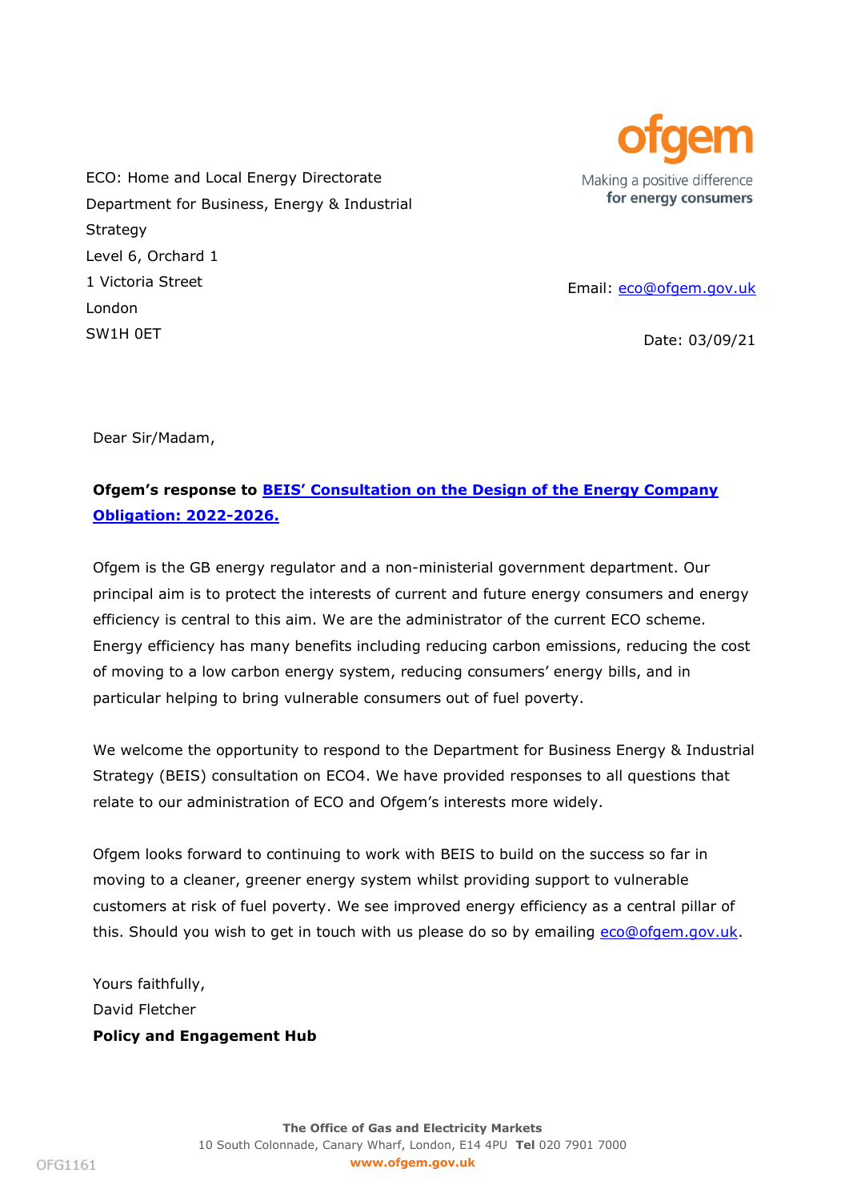ofgem

Making a positive difference
**for energy consumers**

ECO: Home and Local Energy Directorate
Department for Business, Energy & Industrial Strategy
Level 6, Orchard 1
1 Victoria Street
London
SW1H 0ET

Email: eco@ofgem.gov.uk

Date: 03/09/21

Dear Sir/Madam,

**Ofgem's response to [BEIS' Consultation on the Design of the Energy Company Obligation: 2022-2026.](#)**

Ofgem is the GB energy regulator and a non-ministerial government department. Our principal aim is to protect the interests of current and future energy consumers and energy efficiency is central to this aim. We are the administrator of the current ECO scheme. Energy efficiency has many benefits including reducing carbon emissions, reducing the cost of moving to a low carbon energy system, reducing consumers' energy bills, and in particular helping to bring vulnerable consumers out of fuel poverty.

We welcome the opportunity to respond to the Department for Business Energy & Industrial Strategy (BEIS) consultation on ECO4. We have provided responses to all questions that relate to our administration of ECO and Ofgem's interests more widely.

Ofgem looks forward to continuing to work with BEIS to build on the success so far in moving to a cleaner, greener energy system whilst providing support to vulnerable customers at risk of fuel poverty. We see improved energy efficiency as a central pillar of this. Should you wish to get in touch with us please do so by emailing eco@ofgem.gov.uk.

Yours faithfully,
David Fletcher
**Policy and Engagement Hub**

**The Office of Gas and Electricity Markets**
10 South Colonnade, Canary Wharf, London, E14 4PU **Tel** 020 7901 7000
**www.ofgem.gov.uk**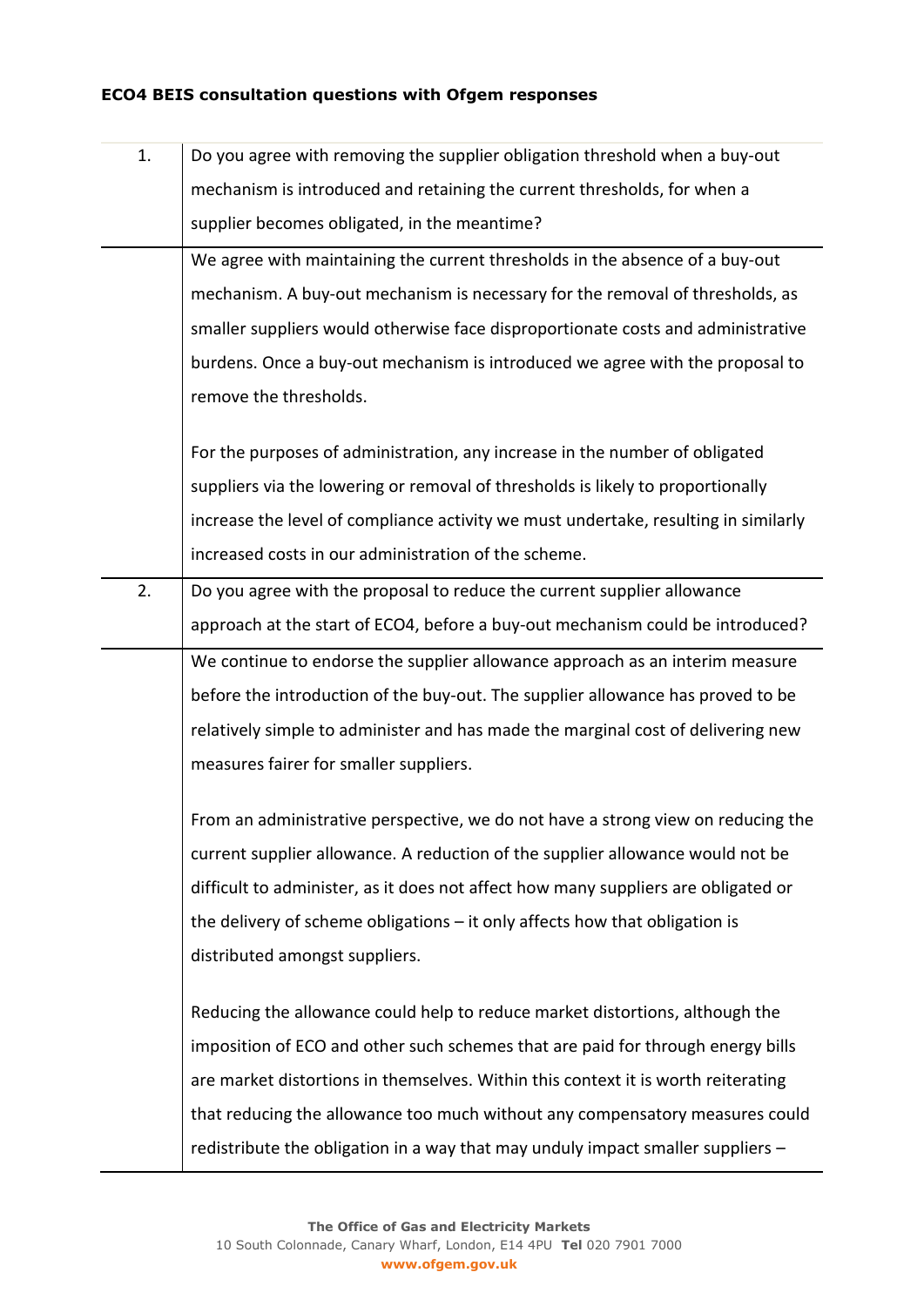**ECO4 BEIS consultation questions with Ofgem responses**

| | |
|---|---|
| 1. | Do you agree with removing the supplier obligation threshold when a buy-out mechanism is introduced and retaining the current thresholds, for when a supplier becomes obligated, in the meantime? |
| | We agree with maintaining the current thresholds in the absence of a buy-out mechanism. A buy-out mechanism is necessary for the removal of thresholds, as smaller suppliers would otherwise face disproportionate costs and administrative burdens. Once a buy-out mechanism is introduced we agree with the proposal to remove the thresholds.<br><br>For the purposes of administration, any increase in the number of obligated suppliers via the lowering or removal of thresholds is likely to proportionally increase the level of compliance activity we must undertake, resulting in similarly increased costs in our administration of the scheme. |
| 2. | Do you agree with the proposal to reduce the current supplier allowance approach at the start of ECO4, before a buy-out mechanism could be introduced? |
| | We continue to endorse the supplier allowance approach as an interim measure before the introduction of the buy-out. The supplier allowance has proved to be relatively simple to administer and has made the marginal cost of delivering new measures fairer for smaller suppliers.<br><br>From an administrative perspective, we do not have a strong view on reducing the current supplier allowance. A reduction of the supplier allowance would not be difficult to administer, as it does not affect how many suppliers are obligated or the delivery of scheme obligations – it only affects how that obligation is distributed amongst suppliers.<br><br>Reducing the allowance could help to reduce market distortions, although the imposition of ECO and other such schemes that are paid for through energy bills are market distortions in themselves. Within this context it is worth reiterating that reducing the allowance too much without any compensatory measures could redistribute the obligation in a way that may unduly impact smaller suppliers – |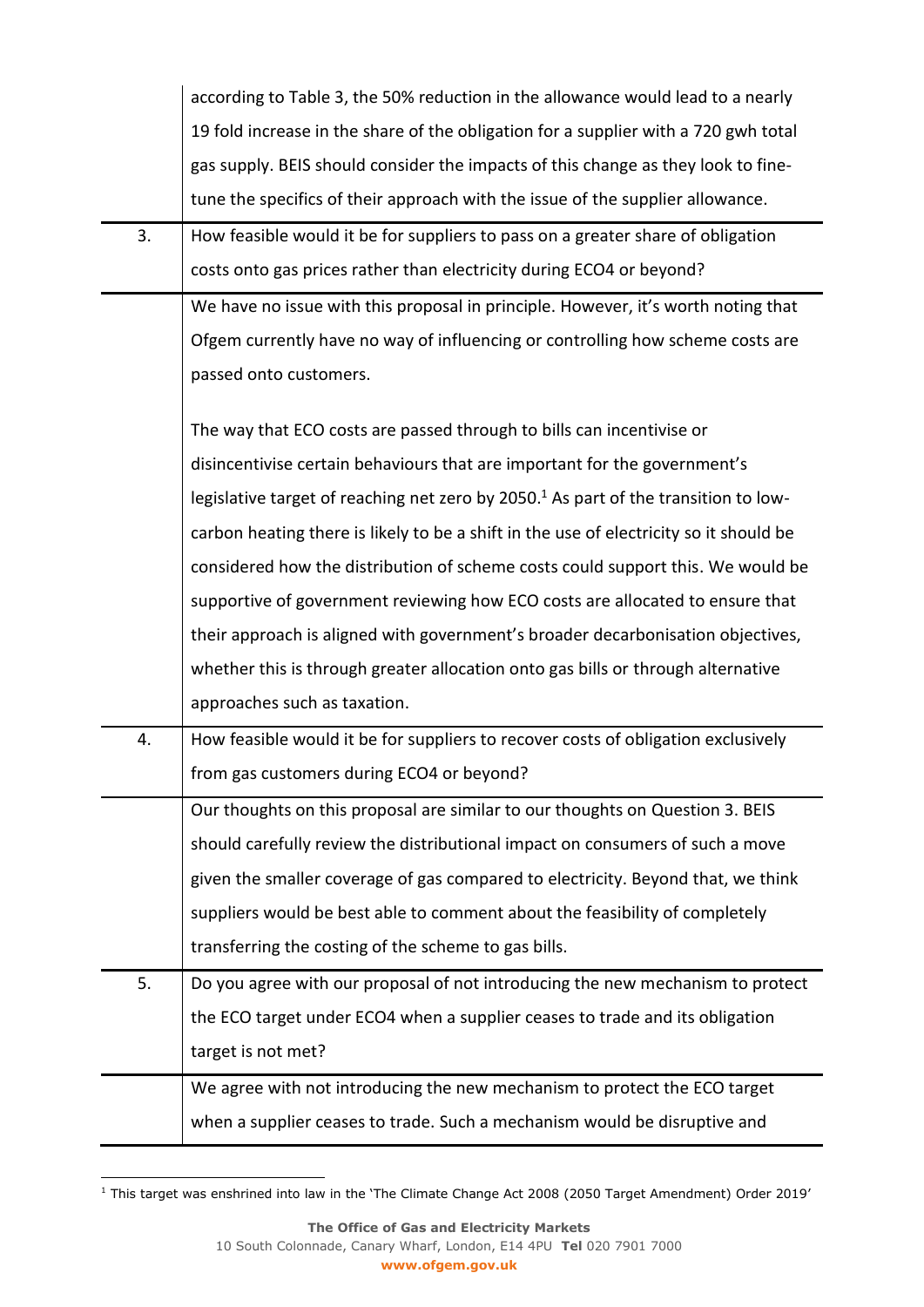| | |
|---|---|
| | according to Table 3, the 50% reduction in the allowance would lead to a nearly 19 fold increase in the share of the obligation for a supplier with a 720 gwh total gas supply. BEIS should consider the impacts of this change as they look to fine-tune the specifics of their approach with the issue of the supplier allowance. |
| 3. | How feasible would it be for suppliers to pass on a greater share of obligation costs onto gas prices rather than electricity during ECO4 or beyond? |
| | We have no issue with this proposal in principle. However, it's worth noting that Ofgem currently have no way of influencing or controlling how scheme costs are passed onto customers.<br><br>The way that ECO costs are passed through to bills can incentivise or disincentivise certain behaviours that are important for the government's legislative target of reaching net zero by 2050.[1] As part of the transition to low-carbon heating there is likely to be a shift in the use of electricity so it should be considered how the distribution of scheme costs could support this. We would be supportive of government reviewing how ECO costs are allocated to ensure that their approach is aligned with government's broader decarbonisation objectives, whether this is through greater allocation onto gas bills or through alternative approaches such as taxation. |
| 4. | How feasible would it be for suppliers to recover costs of obligation exclusively from gas customers during ECO4 or beyond? |
| | Our thoughts on this proposal are similar to our thoughts on Question 3. BEIS should carefully review the distributional impact on consumers of such a move given the smaller coverage of gas compared to electricity. Beyond that, we think suppliers would be best able to comment about the feasibility of completely transferring the costing of the scheme to gas bills. |
| 5. | Do you agree with our proposal of not introducing the new mechanism to protect the ECO target under ECO4 when a supplier ceases to trade and its obligation target is not met? |
| | We agree with not introducing the new mechanism to protect the ECO target when a supplier ceases to trade. Such a mechanism would be disruptive and |

[1] This target was enshrined into law in the 'The Climate Change Act 2008 (2050 Target Amendment) Order 2019'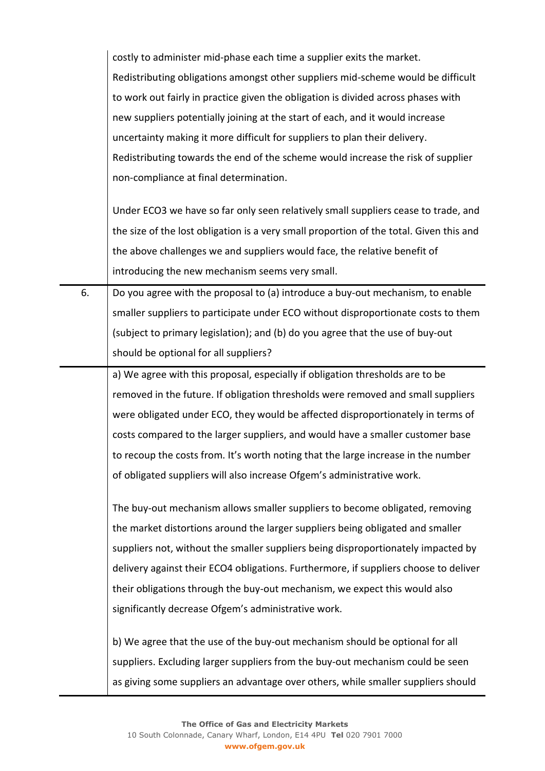| | |
|---|---|
| | costly to administer mid-phase each time a supplier exits the market. Redistributing obligations amongst other suppliers mid-scheme would be difficult to work out fairly in practice given the obligation is divided across phases with new suppliers potentially joining at the start of each, and it would increase uncertainty making it more difficult for suppliers to plan their delivery. Redistributing towards the end of the scheme would increase the risk of supplier non-compliance at final determination.<br><br>Under ECO3 we have so far only seen relatively small suppliers cease to trade, and the size of the lost obligation is a very small proportion of the total. Given this and the above challenges we and suppliers would face, the relative benefit of introducing the new mechanism seems very small. |
| 6. | Do you agree with the proposal to (a) introduce a buy-out mechanism, to enable smaller suppliers to participate under ECO without disproportionate costs to them (subject to primary legislation); and (b) do you agree that the use of buy-out should be optional for all suppliers? |
| | a) We agree with this proposal, especially if obligation thresholds are to be removed in the future. If obligation thresholds were removed and small suppliers were obligated under ECO, they would be affected disproportionately in terms of costs compared to the larger suppliers, and would have a smaller customer base to recoup the costs from. It's worth noting that the large increase in the number of obligated suppliers will also increase Ofgem's administrative work.<br><br>The buy-out mechanism allows smaller suppliers to become obligated, removing the market distortions around the larger suppliers being obligated and smaller suppliers not, without the smaller suppliers being disproportionately impacted by delivery against their ECO4 obligations. Furthermore, if suppliers choose to deliver their obligations through the buy-out mechanism, we expect this would also significantly decrease Ofgem's administrative work.<br><br>b) We agree that the use of the buy-out mechanism should be optional for all suppliers. Excluding larger suppliers from the buy-out mechanism could be seen as giving some suppliers an advantage over others, while smaller suppliers should |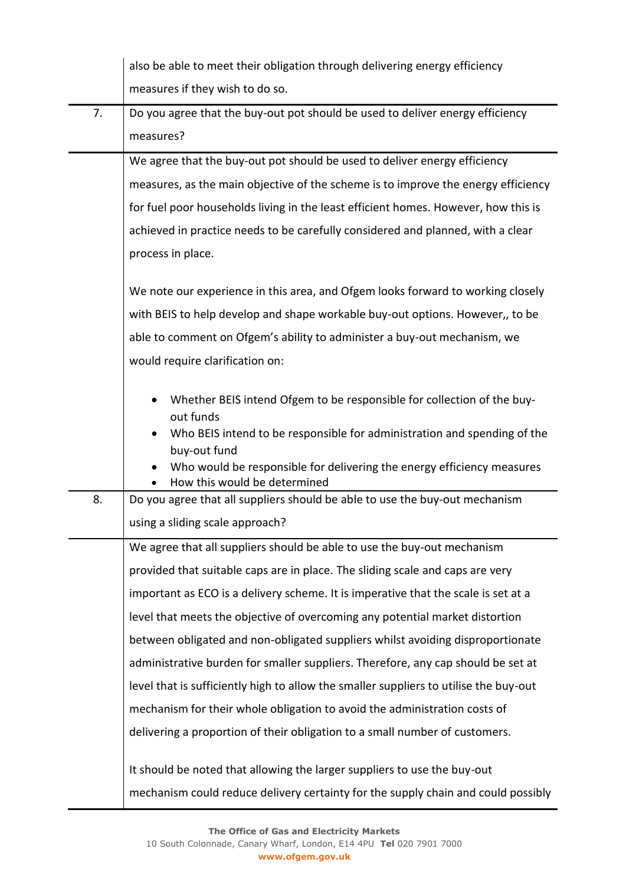| | |
|---|---|
| | also be able to meet their obligation through delivering energy efficiency measures if they wish to do so. |
| 7. | Do you agree that the buy-out pot should be used to deliver energy efficiency measures? |
| | We agree that the buy-out pot should be used to deliver energy efficiency measures, as the main objective of the scheme is to improve the energy efficiency for fuel poor households living in the least efficient homes. However, how this is achieved in practice needs to be carefully considered and planned, with a clear process in place.<br><br>We note our experience in this area, and Ofgem looks forward to working closely with BEIS to help develop and shape workable buy-out options. However,, to be able to comment on Ofgem's ability to administer a buy-out mechanism, we would require clarification on:<br><br>• Whether BEIS intend Ofgem to be responsible for collection of the buy-out funds<br>• Who BEIS intend to be responsible for administration and spending of the buy-out fund<br>• Who would be responsible for delivering the energy efficiency measures<br>• How this would be determined |
| 8. | Do you agree that all suppliers should be able to use the buy-out mechanism using a sliding scale approach? |
| | We agree that all suppliers should be able to use the buy-out mechanism provided that suitable caps are in place. The sliding scale and caps are very important as ECO is a delivery scheme. It is imperative that the scale is set at a level that meets the objective of overcoming any potential market distortion between obligated and non-obligated suppliers whilst avoiding disproportionate administrative burden for smaller suppliers. Therefore, any cap should be set at level that is sufficiently high to allow the smaller suppliers to utilise the buy-out mechanism for their whole obligation to avoid the administration costs of delivering a proportion of their obligation to a small number of customers.<br><br>It should be noted that allowing the larger suppliers to use the buy-out mechanism could reduce delivery certainty for the supply chain and could possibly |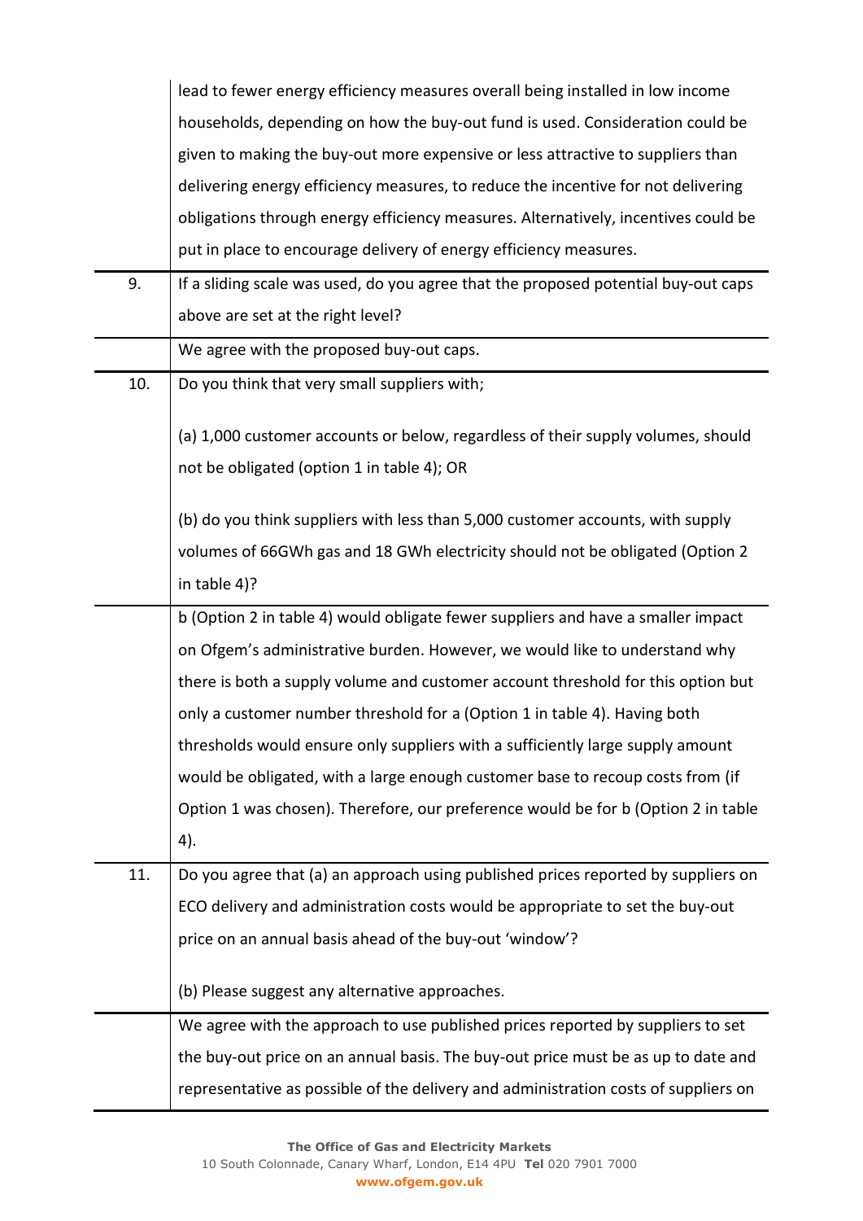| | |
|---|---|
| | lead to fewer energy efficiency measures overall being installed in low income households, depending on how the buy-out fund is used. Consideration could be given to making the buy-out more expensive or less attractive to suppliers than delivering energy efficiency measures, to reduce the incentive for not delivering obligations through energy efficiency measures. Alternatively, incentives could be put in place to encourage delivery of energy efficiency measures. |
| 9. | If a sliding scale was used, do you agree that the proposed potential buy-out caps above are set at the right level? |
| | We agree with the proposed buy-out caps. |
| 10. | Do you think that very small suppliers with;<br><br>(a) 1,000 customer accounts or below, regardless of their supply volumes, should not be obligated (option 1 in table 4); OR<br><br>(b) do you think suppliers with less than 5,000 customer accounts, with supply volumes of 66GWh gas and 18 GWh electricity should not be obligated (Option 2 in table 4)? |
| | b (Option 2 in table 4) would obligate fewer suppliers and have a smaller impact on Ofgem's administrative burden. However, we would like to understand why there is both a supply volume and customer account threshold for this option but only a customer number threshold for a (Option 1 in table 4). Having both thresholds would ensure only suppliers with a sufficiently large supply amount would be obligated, with a large enough customer base to recoup costs from (if Option 1 was chosen). Therefore, our preference would be for b (Option 2 in table 4). |
| 11. | Do you agree that (a) an approach using published prices reported by suppliers on ECO delivery and administration costs would be appropriate to set the buy-out price on an annual basis ahead of the buy-out 'window'?<br><br>(b) Please suggest any alternative approaches. |
| | We agree with the approach to use published prices reported by suppliers to set the buy-out price on an annual basis. The buy-out price must be as up to date and representative as possible of the delivery and administration costs of suppliers on |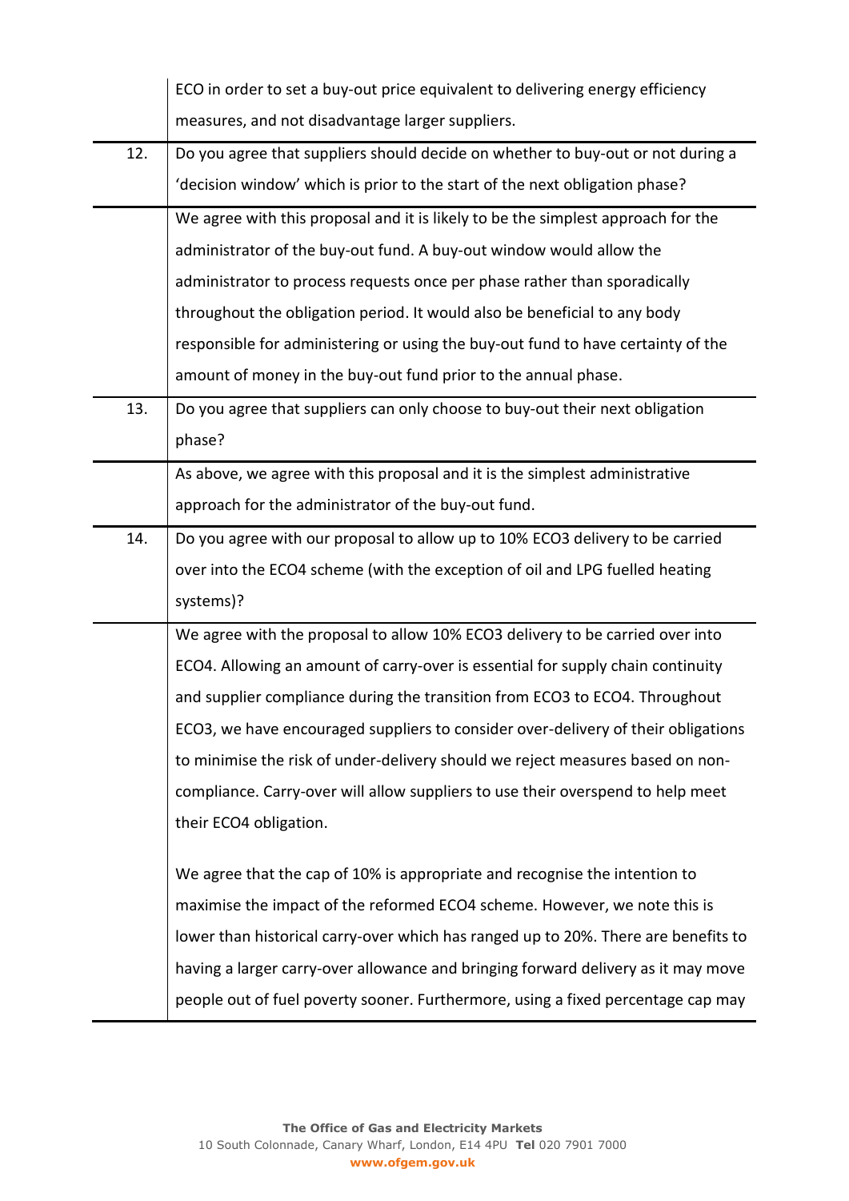| | |
|---|---|
| | ECO in order to set a buy-out price equivalent to delivering energy efficiency measures, and not disadvantage larger suppliers. |
| 12. | Do you agree that suppliers should decide on whether to buy-out or not during a 'decision window' which is prior to the start of the next obligation phase? |
| | We agree with this proposal and it is likely to be the simplest approach for the administrator of the buy-out fund. A buy-out window would allow the administrator to process requests once per phase rather than sporadically throughout the obligation period. It would also be beneficial to any body responsible for administering or using the buy-out fund to have certainty of the amount of money in the buy-out fund prior to the annual phase. |
| 13. | Do you agree that suppliers can only choose to buy-out their next obligation phase? |
| | As above, we agree with this proposal and it is the simplest administrative approach for the administrator of the buy-out fund. |
| 14. | Do you agree with our proposal to allow up to 10% ECO3 delivery to be carried over into the ECO4 scheme (with the exception of oil and LPG fuelled heating systems)? |
| | We agree with the proposal to allow 10% ECO3 delivery to be carried over into ECO4. Allowing an amount of carry-over is essential for supply chain continuity and supplier compliance during the transition from ECO3 to ECO4. Throughout ECO3, we have encouraged suppliers to consider over-delivery of their obligations to minimise the risk of under-delivery should we reject measures based on non-compliance. Carry-over will allow suppliers to use their overspend to help meet their ECO4 obligation.<br><br>We agree that the cap of 10% is appropriate and recognise the intention to maximise the impact of the reformed ECO4 scheme. However, we note this is lower than historical carry-over which has ranged up to 20%. There are benefits to having a larger carry-over allowance and bringing forward delivery as it may move people out of fuel poverty sooner. Furthermore, using a fixed percentage cap may |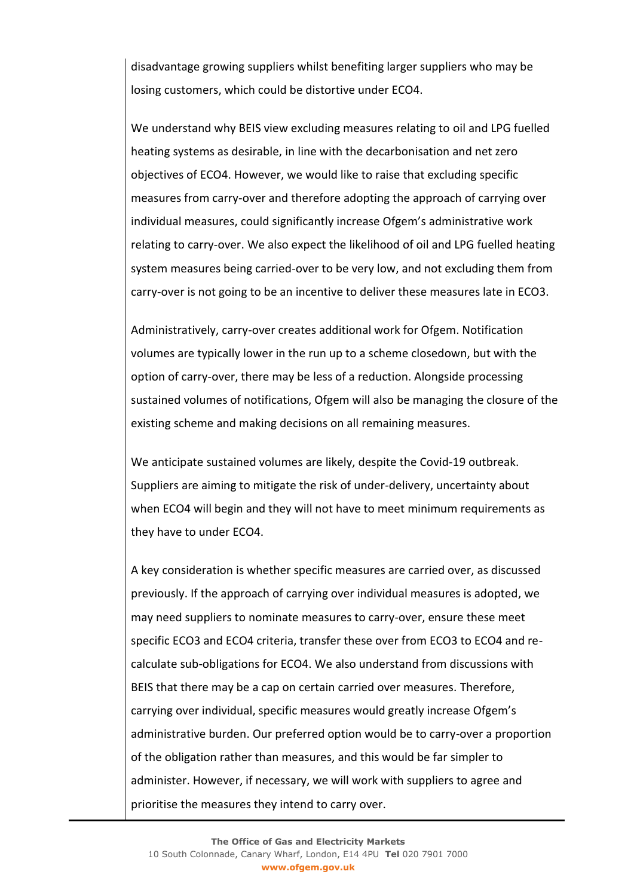disadvantage growing suppliers whilst benefiting larger suppliers who may be losing customers, which could be distortive under ECO4.

We understand why BEIS view excluding measures relating to oil and LPG fuelled heating systems as desirable, in line with the decarbonisation and net zero objectives of ECO4. However, we would like to raise that excluding specific measures from carry-over and therefore adopting the approach of carrying over individual measures, could significantly increase Ofgem's administrative work relating to carry-over. We also expect the likelihood of oil and LPG fuelled heating system measures being carried-over to be very low, and not excluding them from carry-over is not going to be an incentive to deliver these measures late in ECO3.

Administratively, carry-over creates additional work for Ofgem. Notification volumes are typically lower in the run up to a scheme closedown, but with the option of carry-over, there may be less of a reduction. Alongside processing sustained volumes of notifications, Ofgem will also be managing the closure of the existing scheme and making decisions on all remaining measures.

We anticipate sustained volumes are likely, despite the Covid-19 outbreak. Suppliers are aiming to mitigate the risk of under-delivery, uncertainty about when ECO4 will begin and they will not have to meet minimum requirements as they have to under ECO4.

A key consideration is whether specific measures are carried over, as discussed previously. If the approach of carrying over individual measures is adopted, we may need suppliers to nominate measures to carry-over, ensure these meet specific ECO3 and ECO4 criteria, transfer these over from ECO3 to ECO4 and re-calculate sub-obligations for ECO4. We also understand from discussions with BEIS that there may be a cap on certain carried over measures. Therefore, carrying over individual, specific measures would greatly increase Ofgem's administrative burden. Our preferred option would be to carry-over a proportion of the obligation rather than measures, and this would be far simpler to administer. However, if necessary, we will work with suppliers to agree and prioritise the measures they intend to carry over.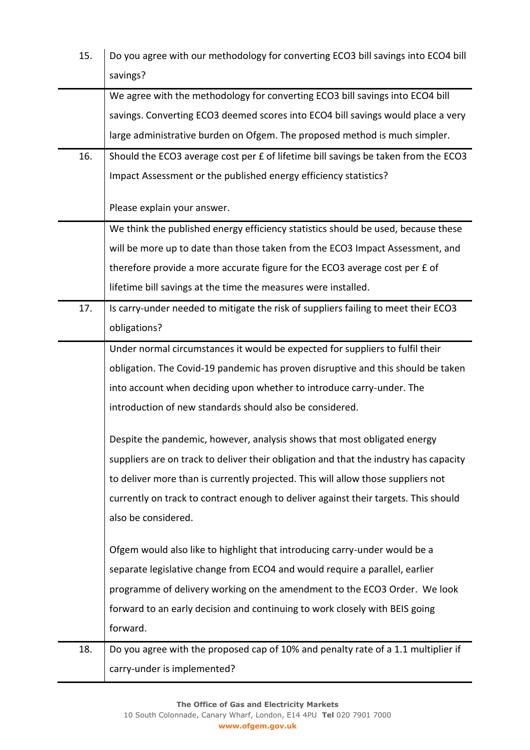| | |
|---|---|
| 15. | Do you agree with our methodology for converting ECO3 bill savings into ECO4 bill savings? |
| | We agree with the methodology for converting ECO3 bill savings into ECO4 bill savings. Converting ECO3 deemed scores into ECO4 bill savings would place a very large administrative burden on Ofgem. The proposed method is much simpler. |
| 16. | Should the ECO3 average cost per £ of lifetime bill savings be taken from the ECO3 Impact Assessment or the published energy efficiency statistics?<br><br>Please explain your answer. |
| | We think the published energy efficiency statistics should be used, because these will be more up to date than those taken from the ECO3 Impact Assessment, and therefore provide a more accurate figure for the ECO3 average cost per £ of lifetime bill savings at the time the measures were installed. |
| 17. | Is carry-under needed to mitigate the risk of suppliers failing to meet their ECO3 obligations? |
| | Under normal circumstances it would be expected for suppliers to fulfil their obligation. The Covid-19 pandemic has proven disruptive and this should be taken into account when deciding upon whether to introduce carry-under. The introduction of new standards should also be considered.<br><br>Despite the pandemic, however, analysis shows that most obligated energy suppliers are on track to deliver their obligation and that the industry has capacity to deliver more than is currently projected. This will allow those suppliers not currently on track to contract enough to deliver against their targets. This should also be considered.<br><br>Ofgem would also like to highlight that introducing carry-under would be a separate legislative change from ECO4 and would require a parallel, earlier programme of delivery working on the amendment to the ECO3 Order. We look forward to an early decision and continuing to work closely with BEIS going forward. |
| 18. | Do you agree with the proposed cap of 10% and penalty rate of a 1.1 multiplier if carry-under is implemented? |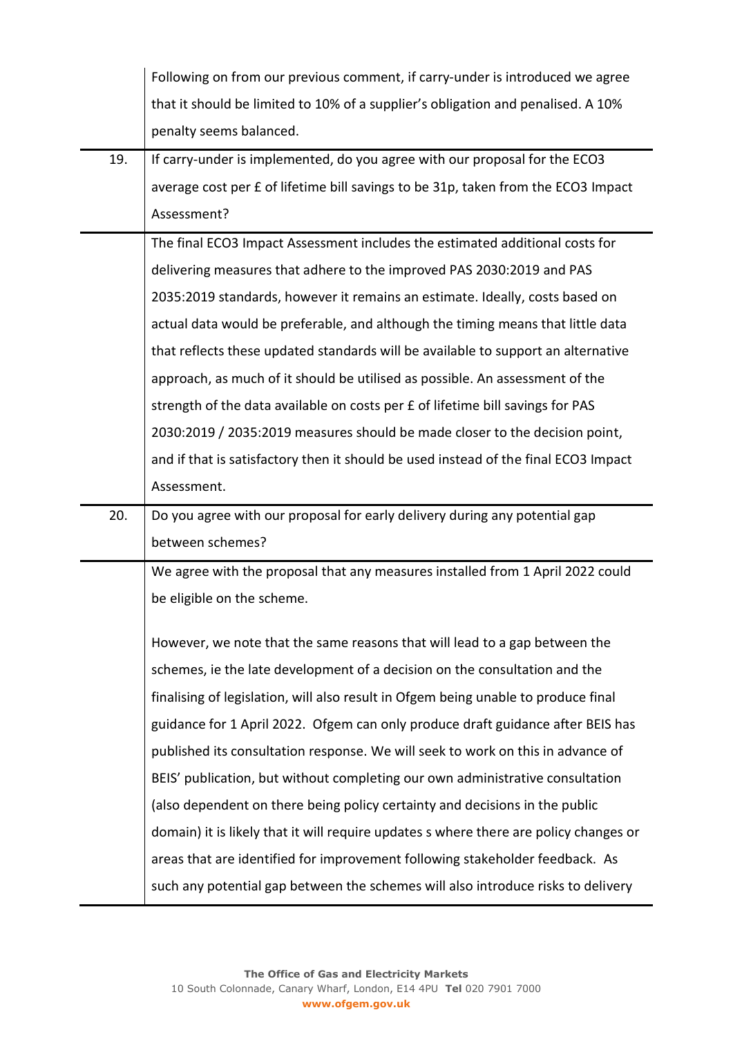| | |
|---|---|
| | Following on from our previous comment, if carry-under is introduced we agree that it should be limited to 10% of a supplier's obligation and penalised. A 10% penalty seems balanced. |
| 19. | If carry-under is implemented, do you agree with our proposal for the ECO3 average cost per £ of lifetime bill savings to be 31p, taken from the ECO3 Impact Assessment? |
| | The final ECO3 Impact Assessment includes the estimated additional costs for delivering measures that adhere to the improved PAS 2030:2019 and PAS 2035:2019 standards, however it remains an estimate. Ideally, costs based on actual data would be preferable, and although the timing means that little data that reflects these updated standards will be available to support an alternative approach, as much of it should be utilised as possible. An assessment of the strength of the data available on costs per £ of lifetime bill savings for PAS 2030:2019 / 2035:2019 measures should be made closer to the decision point, and if that is satisfactory then it should be used instead of the final ECO3 Impact Assessment. |
| 20. | Do you agree with our proposal for early delivery during any potential gap between schemes? |
| | We agree with the proposal that any measures installed from 1 April 2022 could be eligible on the scheme.<br><br>However, we note that the same reasons that will lead to a gap between the schemes, ie the late development of a decision on the consultation and the finalising of legislation, will also result in Ofgem being unable to produce final guidance for 1 April 2022. Ofgem can only produce draft guidance after BEIS has published its consultation response. We will seek to work on this in advance of BEIS' publication, but without completing our own administrative consultation (also dependent on there being policy certainty and decisions in the public domain) it is likely that it will require updates s where there are policy changes or areas that are identified for improvement following stakeholder feedback. As such any potential gap between the schemes will also introduce risks to delivery |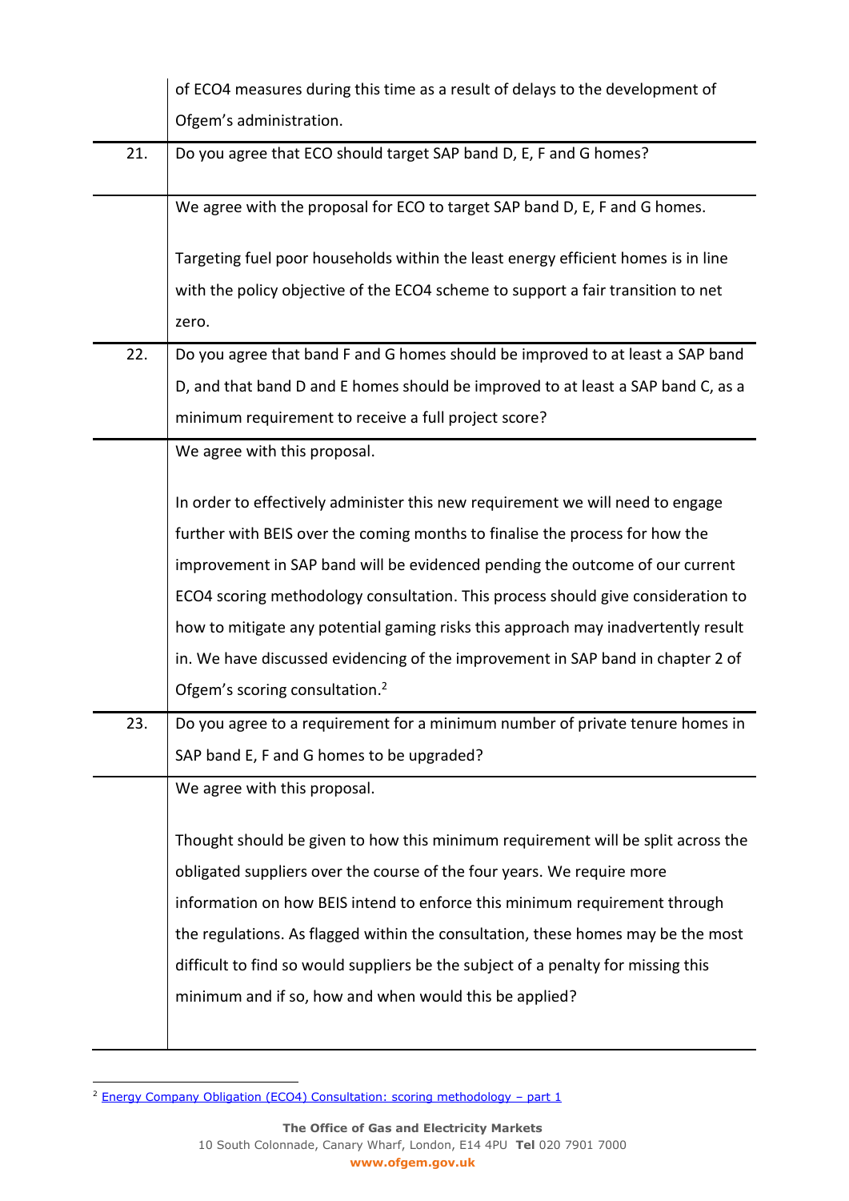| | |
|---|---|
| | of ECO4 measures during this time as a result of delays to the development of Ofgem's administration. |
| 21. | Do you agree that ECO should target SAP band D, E, F and G homes? |
| | We agree with the proposal for ECO to target SAP band D, E, F and G homes.<br><br>Targeting fuel poor households within the least energy efficient homes is in line with the policy objective of the ECO4 scheme to support a fair transition to net zero. |
| 22. | Do you agree that band F and G homes should be improved to at least a SAP band D, and that band D and E homes should be improved to at least a SAP band C, as a minimum requirement to receive a full project score? |
| | We agree with this proposal.<br><br>In order to effectively administer this new requirement we will need to engage further with BEIS over the coming months to finalise the process for how the improvement in SAP band will be evidenced pending the outcome of our current ECO4 scoring methodology consultation. This process should give consideration to how to mitigate any potential gaming risks this approach may inadvertently result in. We have discussed evidencing of the improvement in SAP band in chapter 2 of Ofgem's scoring consultation.[2] |
| 23. | Do you agree to a requirement for a minimum number of private tenure homes in SAP band E, F and G homes to be upgraded? |
| | We agree with this proposal.<br><br>Thought should be given to how this minimum requirement will be split across the obligated suppliers over the course of the four years. We require more information on how BEIS intend to enforce this minimum requirement through the regulations. As flagged within the consultation, these homes may be the most difficult to find so would suppliers be the subject of a penalty for missing this minimum and if so, how and when would this be applied? |

[2] Energy Company Obligation (ECO4) Consultation: scoring methodology – part 1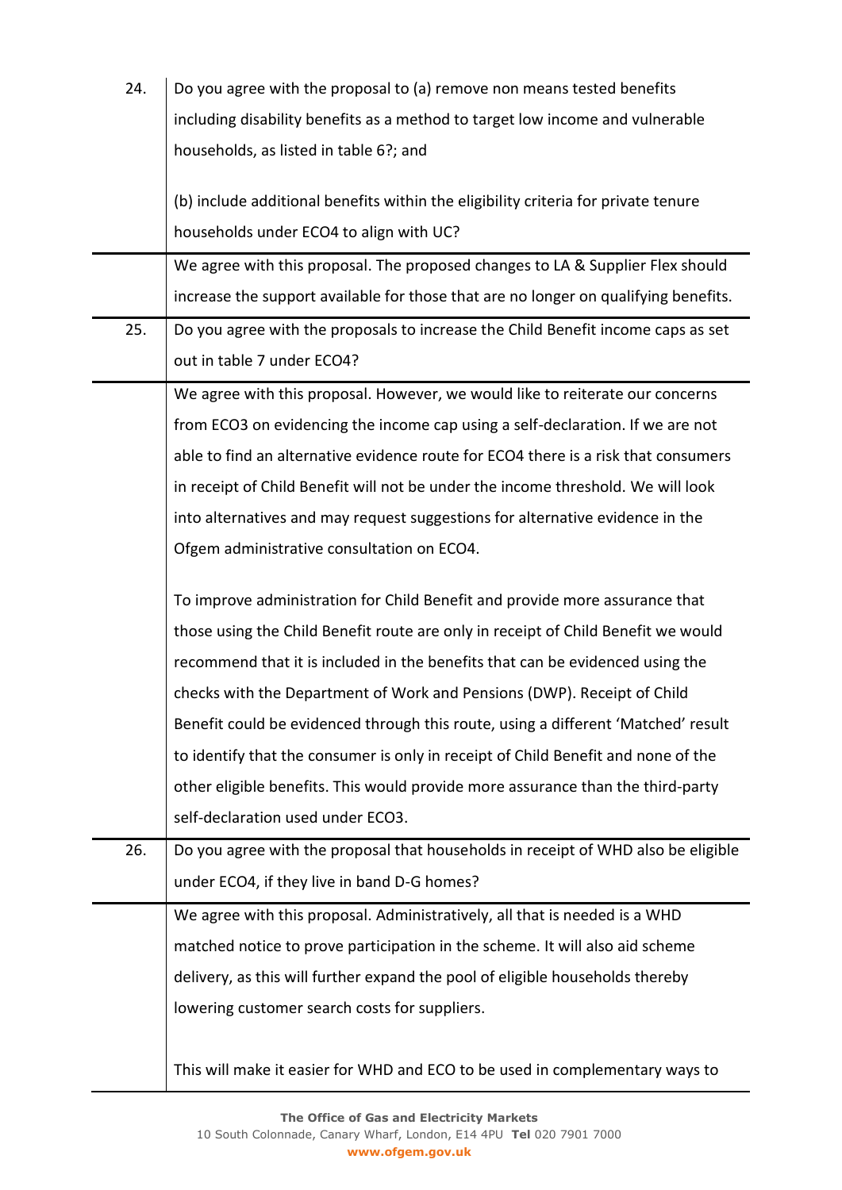| | |
|---|---|
| 24. | Do you agree with the proposal to (a) remove non means tested benefits including disability benefits as a method to target low income and vulnerable households, as listed in table 6?; and<br><br>(b) include additional benefits within the eligibility criteria for private tenure households under ECO4 to align with UC? |
| | We agree with this proposal. The proposed changes to LA & Supplier Flex should increase the support available for those that are no longer on qualifying benefits. |
| 25. | Do you agree with the proposals to increase the Child Benefit income caps as set out in table 7 under ECO4? |
| | We agree with this proposal. However, we would like to reiterate our concerns from ECO3 on evidencing the income cap using a self-declaration. If we are not able to find an alternative evidence route for ECO4 there is a risk that consumers in receipt of Child Benefit will not be under the income threshold. We will look into alternatives and may request suggestions for alternative evidence in the Ofgem administrative consultation on ECO4.<br><br>To improve administration for Child Benefit and provide more assurance that those using the Child Benefit route are only in receipt of Child Benefit we would recommend that it is included in the benefits that can be evidenced using the checks with the Department of Work and Pensions (DWP). Receipt of Child Benefit could be evidenced through this route, using a different 'Matched' result to identify that the consumer is only in receipt of Child Benefit and none of the other eligible benefits. This would provide more assurance than the third-party self-declaration used under ECO3. |
| 26. | Do you agree with the proposal that households in receipt of WHD also be eligible under ECO4, if they live in band D-G homes? |
| | We agree with this proposal. Administratively, all that is needed is a WHD matched notice to prove participation in the scheme. It will also aid scheme delivery, as this will further expand the pool of eligible households thereby lowering customer search costs for suppliers.<br><br>This will make it easier for WHD and ECO to be used in complementary ways to |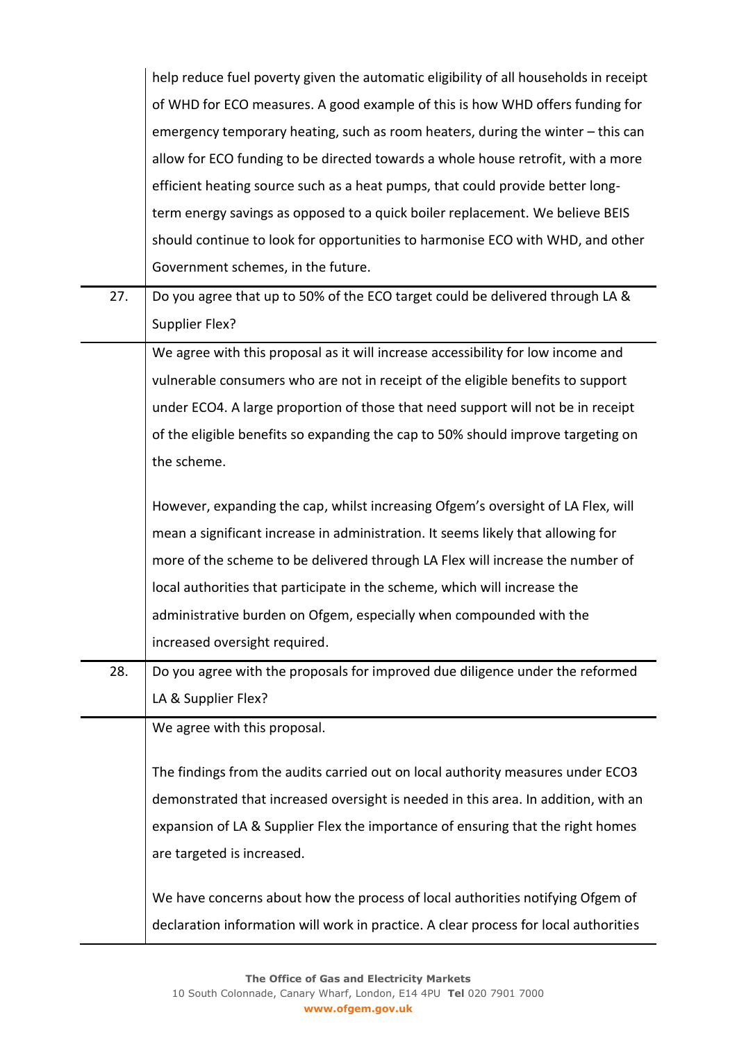| | |
|---|---|
| | help reduce fuel poverty given the automatic eligibility of all households in receipt of WHD for ECO measures. A good example of this is how WHD offers funding for emergency temporary heating, such as room heaters, during the winter – this can allow for ECO funding to be directed towards a whole house retrofit, with a more efficient heating source such as a heat pumps, that could provide better long-term energy savings as opposed to a quick boiler replacement. We believe BEIS should continue to look for opportunities to harmonise ECO with WHD, and other Government schemes, in the future. |
| 27. | Do you agree that up to 50% of the ECO target could be delivered through LA & Supplier Flex? |
| | We agree with this proposal as it will increase accessibility for low income and vulnerable consumers who are not in receipt of the eligible benefits to support under ECO4. A large proportion of those that need support will not be in receipt of the eligible benefits so expanding the cap to 50% should improve targeting on the scheme.<br><br>However, expanding the cap, whilst increasing Ofgem's oversight of LA Flex, will mean a significant increase in administration. It seems likely that allowing for more of the scheme to be delivered through LA Flex will increase the number of local authorities that participate in the scheme, which will increase the administrative burden on Ofgem, especially when compounded with the increased oversight required. |
| 28. | Do you agree with the proposals for improved due diligence under the reformed LA & Supplier Flex? |
| | We agree with this proposal.<br><br>The findings from the audits carried out on local authority measures under ECO3 demonstrated that increased oversight is needed in this area. In addition, with an expansion of LA & Supplier Flex the importance of ensuring that the right homes are targeted is increased.<br><br>We have concerns about how the process of local authorities notifying Ofgem of declaration information will work in practice. A clear process for local authorities |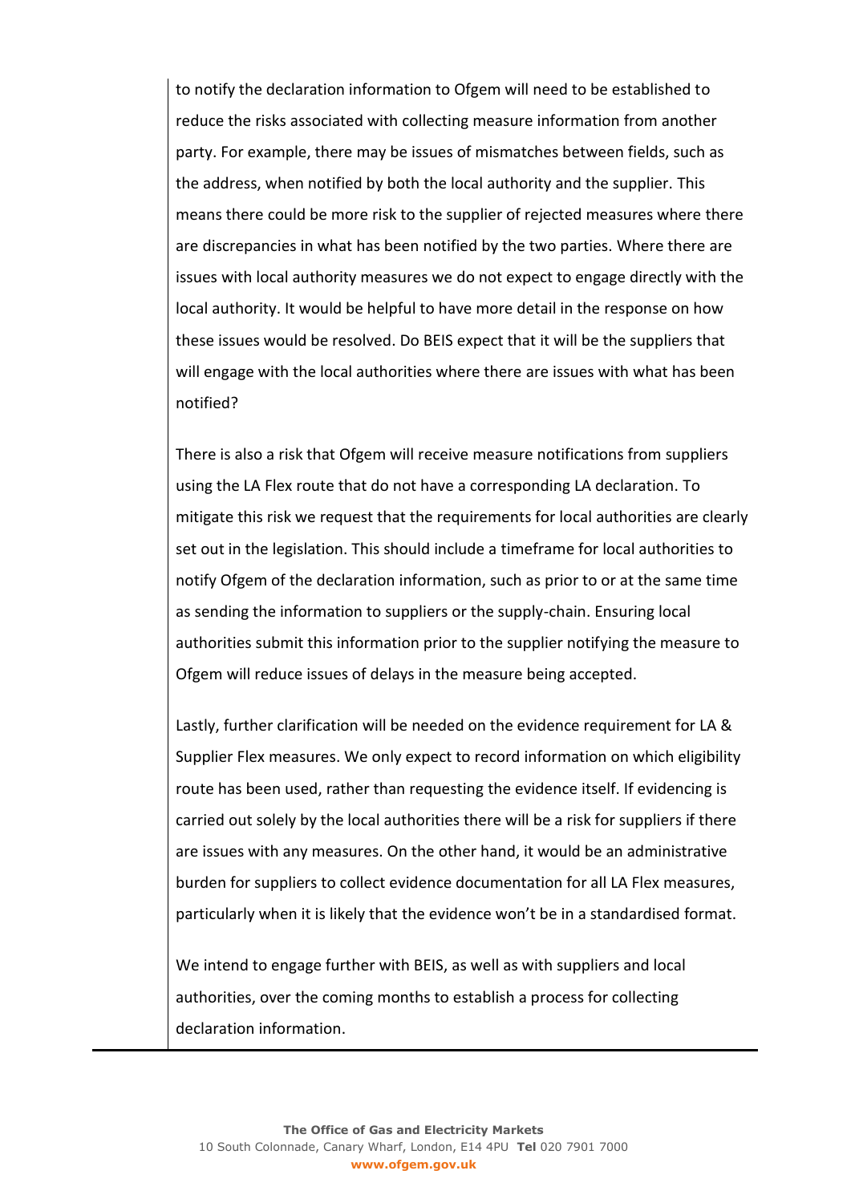to notify the declaration information to Ofgem will need to be established to reduce the risks associated with collecting measure information from another party. For example, there may be issues of mismatches between fields, such as the address, when notified by both the local authority and the supplier. This means there could be more risk to the supplier of rejected measures where there are discrepancies in what has been notified by the two parties. Where there are issues with local authority measures we do not expect to engage directly with the local authority. It would be helpful to have more detail in the response on how these issues would be resolved. Do BEIS expect that it will be the suppliers that will engage with the local authorities where there are issues with what has been notified?

There is also a risk that Ofgem will receive measure notifications from suppliers using the LA Flex route that do not have a corresponding LA declaration. To mitigate this risk we request that the requirements for local authorities are clearly set out in the legislation. This should include a timeframe for local authorities to notify Ofgem of the declaration information, such as prior to or at the same time as sending the information to suppliers or the supply-chain. Ensuring local authorities submit this information prior to the supplier notifying the measure to Ofgem will reduce issues of delays in the measure being accepted.

Lastly, further clarification will be needed on the evidence requirement for LA & Supplier Flex measures. We only expect to record information on which eligibility route has been used, rather than requesting the evidence itself. If evidencing is carried out solely by the local authorities there will be a risk for suppliers if there are issues with any measures. On the other hand, it would be an administrative burden for suppliers to collect evidence documentation for all LA Flex measures, particularly when it is likely that the evidence won't be in a standardised format.

We intend to engage further with BEIS, as well as with suppliers and local authorities, over the coming months to establish a process for collecting declaration information.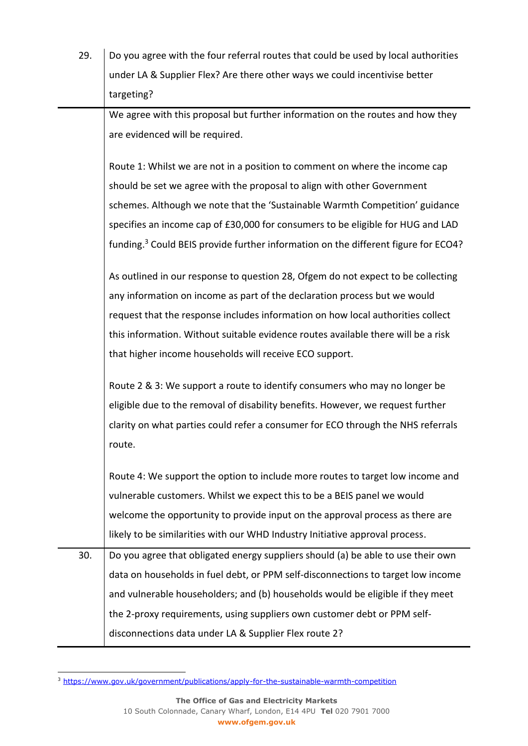| | |
|---|---|
| 29. | Do you agree with the four referral routes that could be used by local authorities under LA & Supplier Flex? Are there other ways we could incentivise better targeting? |
| | We agree with this proposal but further information on the routes and how they are evidenced will be required.<br><br>Route 1: Whilst we are not in a position to comment on where the income cap should be set we agree with the proposal to align with other Government schemes. Although we note that the 'Sustainable Warmth Competition' guidance specifies an income cap of £30,000 for consumers to be eligible for HUG and LAD funding.[3] Could BEIS provide further information on the different figure for ECO4?<br><br>As outlined in our response to question 28, Ofgem do not expect to be collecting any information on income as part of the declaration process but we would request that the response includes information on how local authorities collect this information. Without suitable evidence routes available there will be a risk that higher income households will receive ECO support.<br><br>Route 2 & 3: We support a route to identify consumers who may no longer be eligible due to the removal of disability benefits. However, we request further clarity on what parties could refer a consumer for ECO through the NHS referrals route.<br><br>Route 4: We support the option to include more routes to target low income and vulnerable customers. Whilst we expect this to be a BEIS panel we would welcome the opportunity to provide input on the approval process as there are likely to be similarities with our WHD Industry Initiative approval process. |
| 30. | Do you agree that obligated energy suppliers should (a) be able to use their own data on households in fuel debt, or PPM self-disconnections to target low income and vulnerable householders; and (b) households would be eligible if they meet the 2-proxy requirements, using suppliers own customer debt or PPM self-disconnections data under LA & Supplier Flex route 2? |

[3] https://www.gov.uk/government/publications/apply-for-the-sustainable-warmth-competition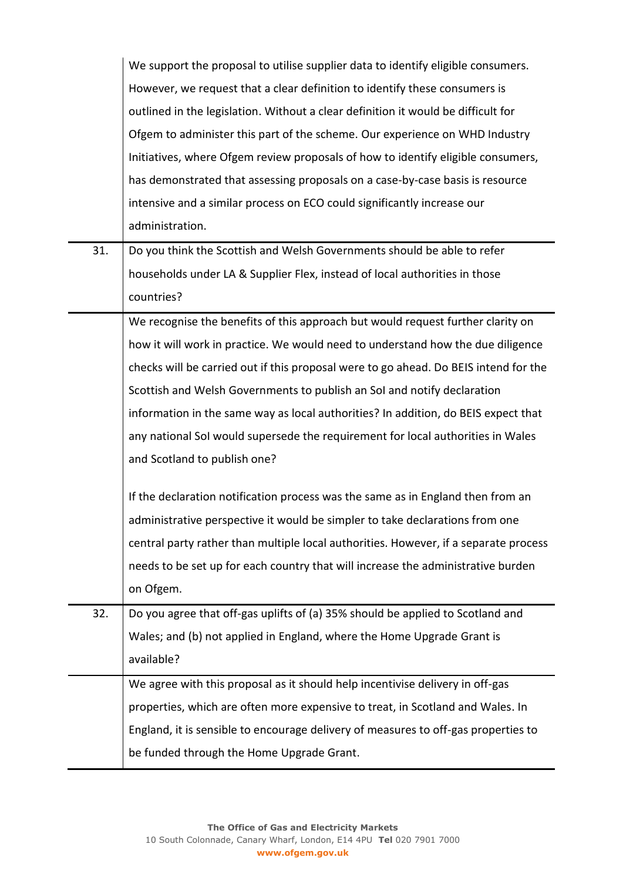| | |
|---|---|
| | We support the proposal to utilise supplier data to identify eligible consumers. However, we request that a clear definition to identify these consumers is outlined in the legislation. Without a clear definition it would be difficult for Ofgem to administer this part of the scheme. Our experience on WHD Industry Initiatives, where Ofgem review proposals of how to identify eligible consumers, has demonstrated that assessing proposals on a case-by-case basis is resource intensive and a similar process on ECO could significantly increase our administration. |
| 31. | Do you think the Scottish and Welsh Governments should be able to refer households under LA & Supplier Flex, instead of local authorities in those countries? |
| | We recognise the benefits of this approach but would request further clarity on how it will work in practice. We would need to understand how the due diligence checks will be carried out if this proposal were to go ahead. Do BEIS intend for the Scottish and Welsh Governments to publish an SoI and notify declaration information in the same way as local authorities? In addition, do BEIS expect that any national SoI would supersede the requirement for local authorities in Wales and Scotland to publish one?<br><br>If the declaration notification process was the same as in England then from an administrative perspective it would be simpler to take declarations from one central party rather than multiple local authorities. However, if a separate process needs to be set up for each country that will increase the administrative burden on Ofgem. |
| 32. | Do you agree that off-gas uplifts of (a) 35% should be applied to Scotland and Wales; and (b) not applied in England, where the Home Upgrade Grant is available? |
| | We agree with this proposal as it should help incentivise delivery in off-gas properties, which are often more expensive to treat, in Scotland and Wales. In England, it is sensible to encourage delivery of measures to off-gas properties to be funded through the Home Upgrade Grant. |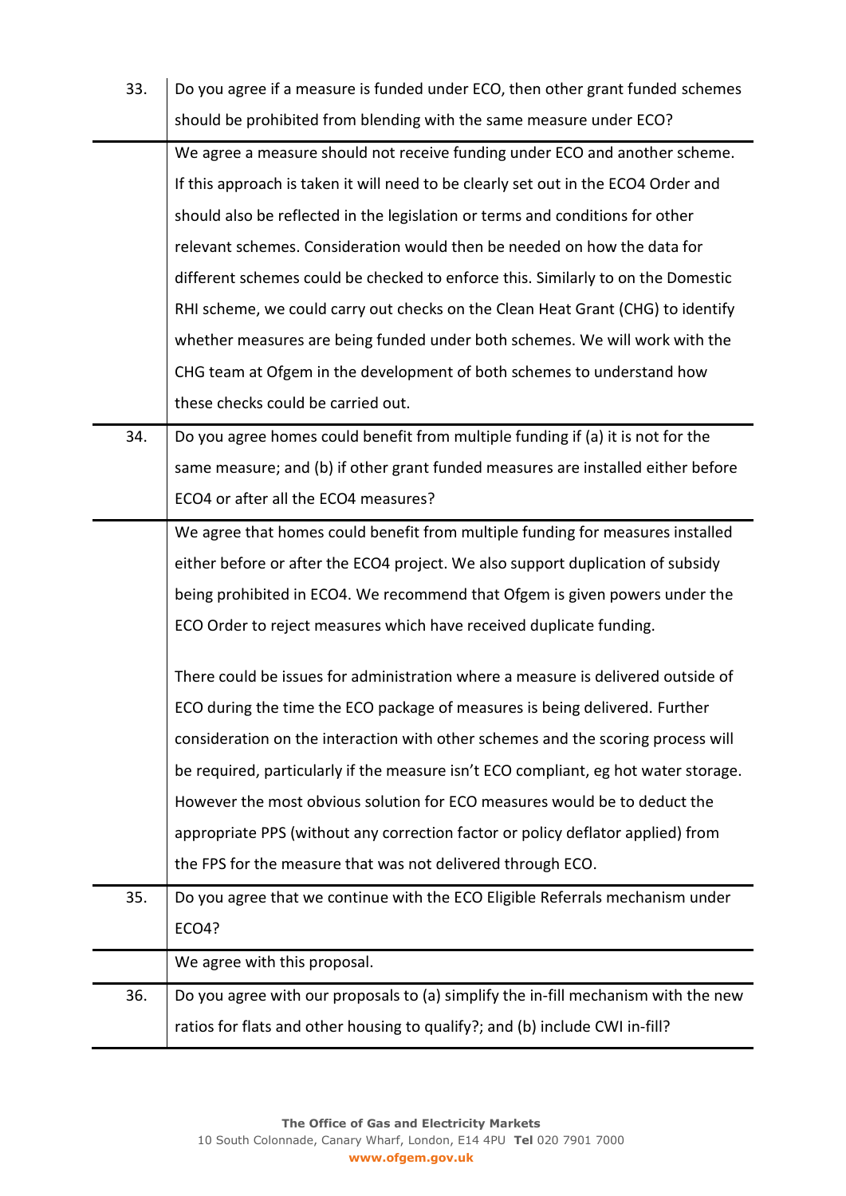| | |
|---|---|
| 33. | Do you agree if a measure is funded under ECO, then other grant funded schemes should be prohibited from blending with the same measure under ECO? |
| | We agree a measure should not receive funding under ECO and another scheme. If this approach is taken it will need to be clearly set out in the ECO4 Order and should also be reflected in the legislation or terms and conditions for other relevant schemes. Consideration would then be needed on how the data for different schemes could be checked to enforce this. Similarly to on the Domestic RHI scheme, we could carry out checks on the Clean Heat Grant (CHG) to identify whether measures are being funded under both schemes. We will work with the CHG team at Ofgem in the development of both schemes to understand how these checks could be carried out. |
| 34. | Do you agree homes could benefit from multiple funding if (a) it is not for the same measure; and (b) if other grant funded measures are installed either before ECO4 or after all the ECO4 measures? |
| | We agree that homes could benefit from multiple funding for measures installed either before or after the ECO4 project. We also support duplication of subsidy being prohibited in ECO4. We recommend that Ofgem is given powers under the ECO Order to reject measures which have received duplicate funding.<br><br>There could be issues for administration where a measure is delivered outside of ECO during the time the ECO package of measures is being delivered. Further consideration on the interaction with other schemes and the scoring process will be required, particularly if the measure isn't ECO compliant, eg hot water storage. However the most obvious solution for ECO measures would be to deduct the appropriate PPS (without any correction factor or policy deflator applied) from the FPS for the measure that was not delivered through ECO. |
| 35. | Do you agree that we continue with the ECO Eligible Referrals mechanism under ECO4? |
| | We agree with this proposal. |
| 36. | Do you agree with our proposals to (a) simplify the in-fill mechanism with the new ratios for flats and other housing to qualify?; and (b) include CWI in-fill? |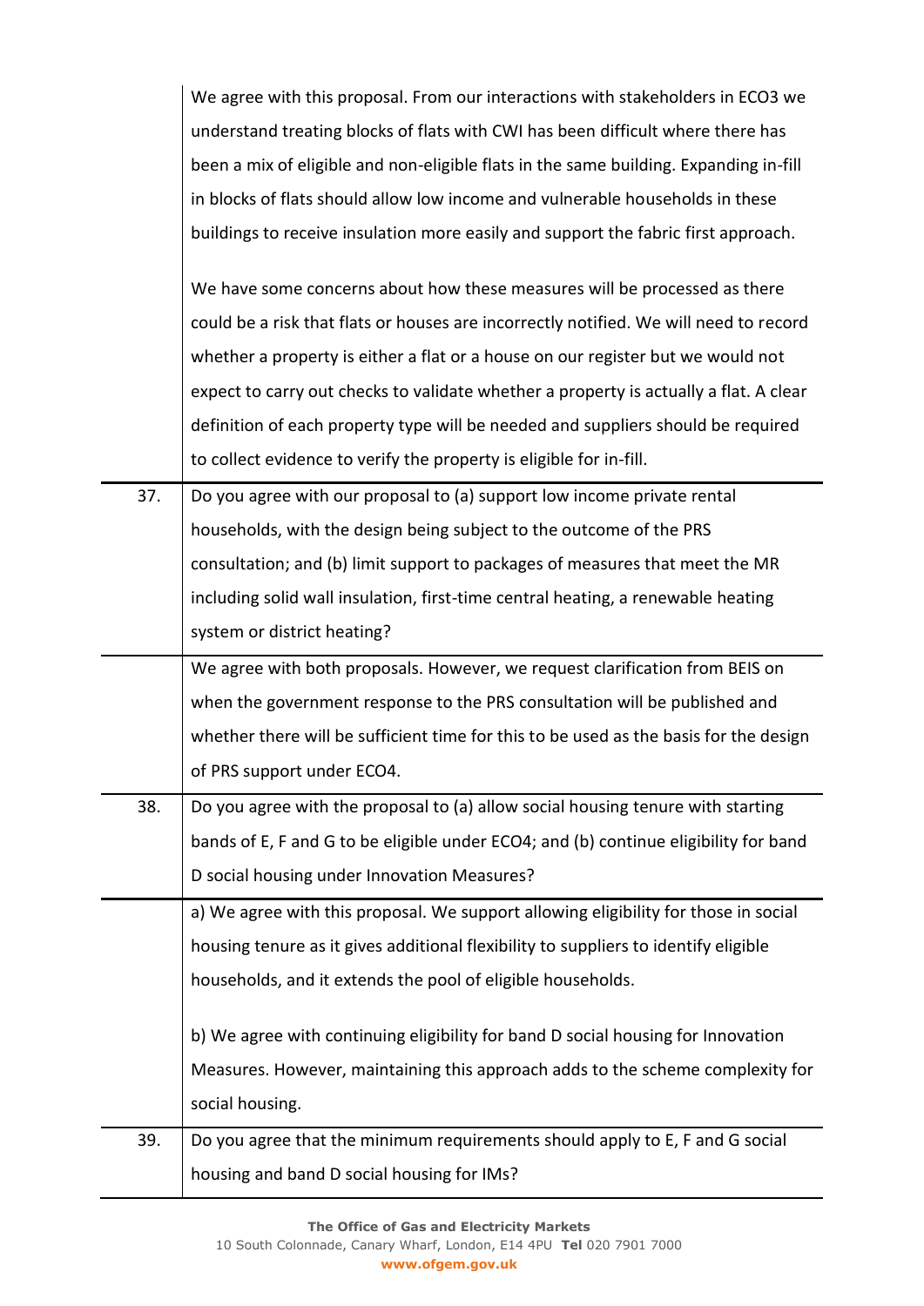| | |
|---|---|
| | We agree with this proposal. From our interactions with stakeholders in ECO3 we understand treating blocks of flats with CWI has been difficult where there has been a mix of eligible and non-eligible flats in the same building. Expanding in-fill in blocks of flats should allow low income and vulnerable households in these buildings to receive insulation more easily and support the fabric first approach.<br><br>We have some concerns about how these measures will be processed as there could be a risk that flats or houses are incorrectly notified. We will need to record whether a property is either a flat or a house on our register but we would not expect to carry out checks to validate whether a property is actually a flat. A clear definition of each property type will be needed and suppliers should be required to collect evidence to verify the property is eligible for in-fill. |
| 37. | Do you agree with our proposal to (a) support low income private rental households, with the design being subject to the outcome of the PRS consultation; and (b) limit support to packages of measures that meet the MR including solid wall insulation, first-time central heating, a renewable heating system or district heating? |
| | We agree with both proposals. However, we request clarification from BEIS on when the government response to the PRS consultation will be published and whether there will be sufficient time for this to be used as the basis for the design of PRS support under ECO4. |
| 38. | Do you agree with the proposal to (a) allow social housing tenure with starting bands of E, F and G to be eligible under ECO4; and (b) continue eligibility for band D social housing under Innovation Measures? |
| | a) We agree with this proposal. We support allowing eligibility for those in social housing tenure as it gives additional flexibility to suppliers to identify eligible households, and it extends the pool of eligible households.<br><br>b) We agree with continuing eligibility for band D social housing for Innovation Measures. However, maintaining this approach adds to the scheme complexity for social housing. |
| 39. | Do you agree that the minimum requirements should apply to E, F and G social housing and band D social housing for IMs? |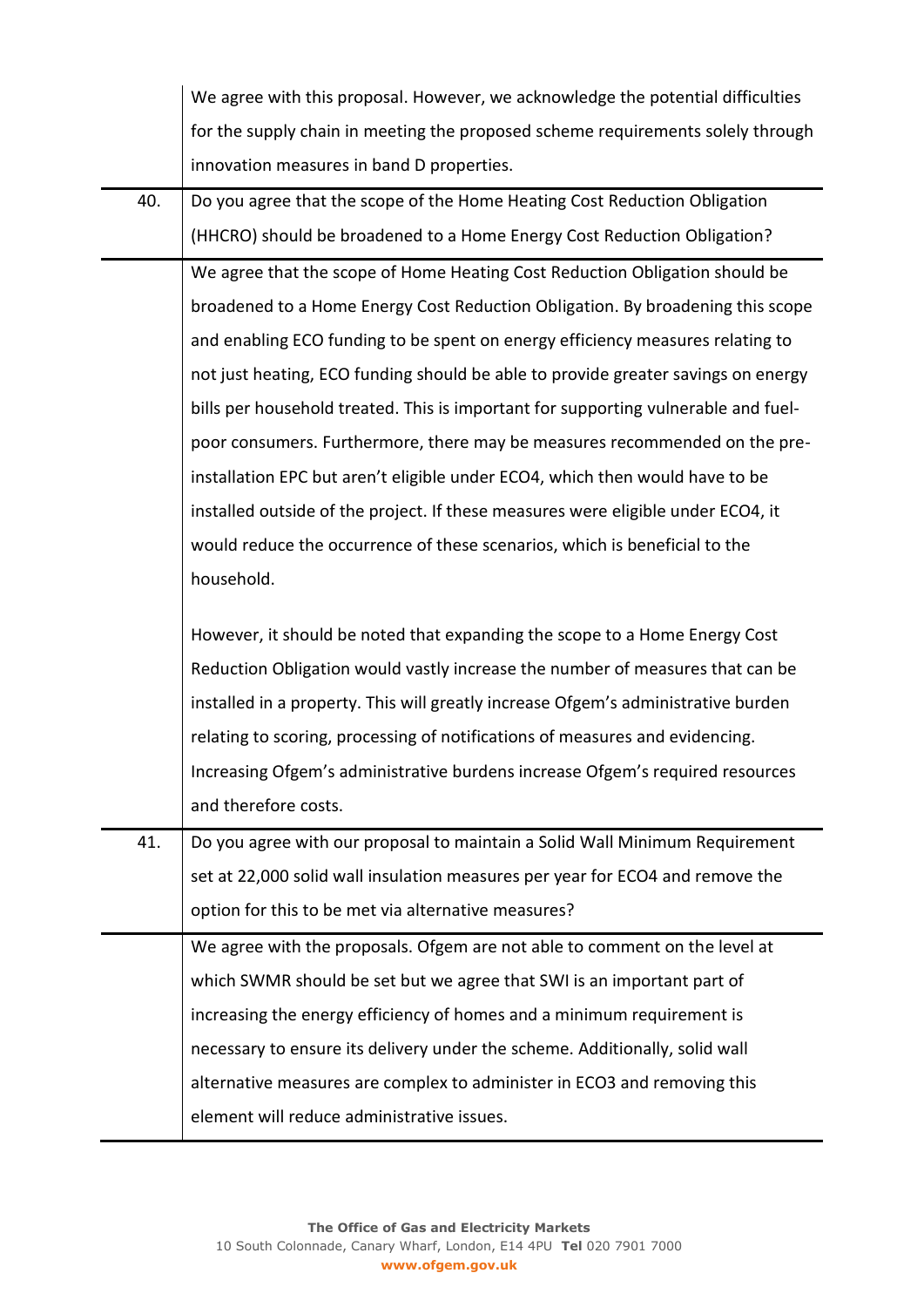| | |
|---|---|
| | We agree with this proposal. However, we acknowledge the potential difficulties for the supply chain in meeting the proposed scheme requirements solely through innovation measures in band D properties. |
| 40. | Do you agree that the scope of the Home Heating Cost Reduction Obligation (HHCRO) should be broadened to a Home Energy Cost Reduction Obligation? |
| | We agree that the scope of Home Heating Cost Reduction Obligation should be broadened to a Home Energy Cost Reduction Obligation. By broadening this scope and enabling ECO funding to be spent on energy efficiency measures relating to not just heating, ECO funding should be able to provide greater savings on energy bills per household treated. This is important for supporting vulnerable and fuel-poor consumers. Furthermore, there may be measures recommended on the pre-installation EPC but aren't eligible under ECO4, which then would have to be installed outside of the project. If these measures were eligible under ECO4, it would reduce the occurrence of these scenarios, which is beneficial to the household.<br><br>However, it should be noted that expanding the scope to a Home Energy Cost Reduction Obligation would vastly increase the number of measures that can be installed in a property. This will greatly increase Ofgem's administrative burden relating to scoring, processing of notifications of measures and evidencing. Increasing Ofgem's administrative burdens increase Ofgem's required resources and therefore costs. |
| 41. | Do you agree with our proposal to maintain a Solid Wall Minimum Requirement set at 22,000 solid wall insulation measures per year for ECO4 and remove the option for this to be met via alternative measures? |
| | We agree with the proposals. Ofgem are not able to comment on the level at which SWMR should be set but we agree that SWI is an important part of increasing the energy efficiency of homes and a minimum requirement is necessary to ensure its delivery under the scheme. Additionally, solid wall alternative measures are complex to administer in ECO3 and removing this element will reduce administrative issues. |

**The Office of Gas and Electricity Markets**
10 South Colonnade, Canary Wharf, London, E14 4PU **Tel** 020 7901 7000
**www.ofgem.gov.uk**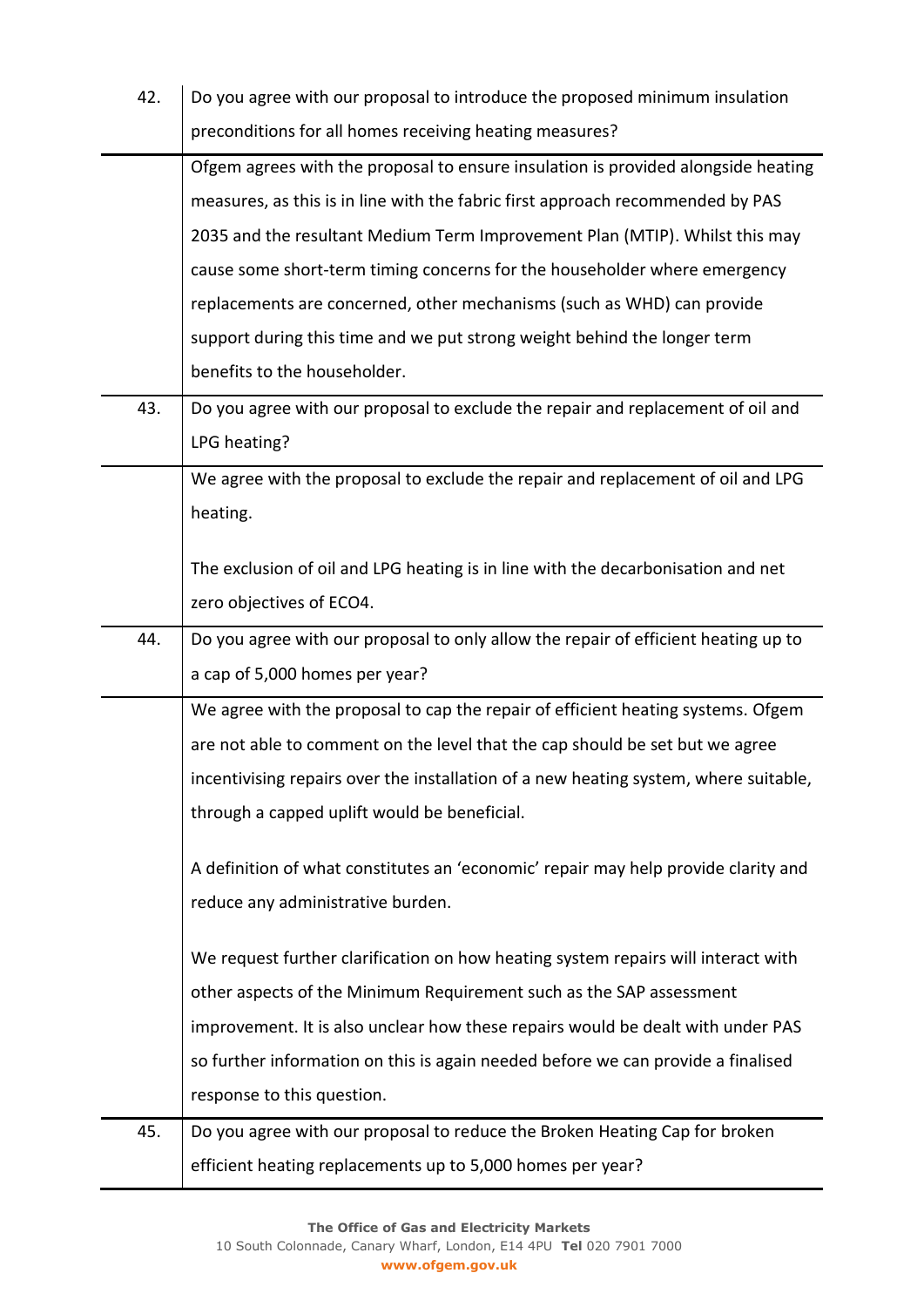| | |
|---|---|
| 42. | Do you agree with our proposal to introduce the proposed minimum insulation preconditions for all homes receiving heating measures? |
| | Ofgem agrees with the proposal to ensure insulation is provided alongside heating measures, as this is in line with the fabric first approach recommended by PAS 2035 and the resultant Medium Term Improvement Plan (MTIP). Whilst this may cause some short-term timing concerns for the householder where emergency replacements are concerned, other mechanisms (such as WHD) can provide support during this time and we put strong weight behind the longer term benefits to the householder. |
| 43. | Do you agree with our proposal to exclude the repair and replacement of oil and LPG heating? |
| | We agree with the proposal to exclude the repair and replacement of oil and LPG heating.<br><br>The exclusion of oil and LPG heating is in line with the decarbonisation and net zero objectives of ECO4. |
| 44. | Do you agree with our proposal to only allow the repair of efficient heating up to a cap of 5,000 homes per year? |
| | We agree with the proposal to cap the repair of efficient heating systems. Ofgem are not able to comment on the level that the cap should be set but we agree incentivising repairs over the installation of a new heating system, where suitable, through a capped uplift would be beneficial.<br><br>A definition of what constitutes an 'economic' repair may help provide clarity and reduce any administrative burden.<br><br>We request further clarification on how heating system repairs will interact with other aspects of the Minimum Requirement such as the SAP assessment improvement. It is also unclear how these repairs would be dealt with under PAS so further information on this is again needed before we can provide a finalised response to this question. |
| 45. | Do you agree with our proposal to reduce the Broken Heating Cap for broken efficient heating replacements up to 5,000 homes per year? |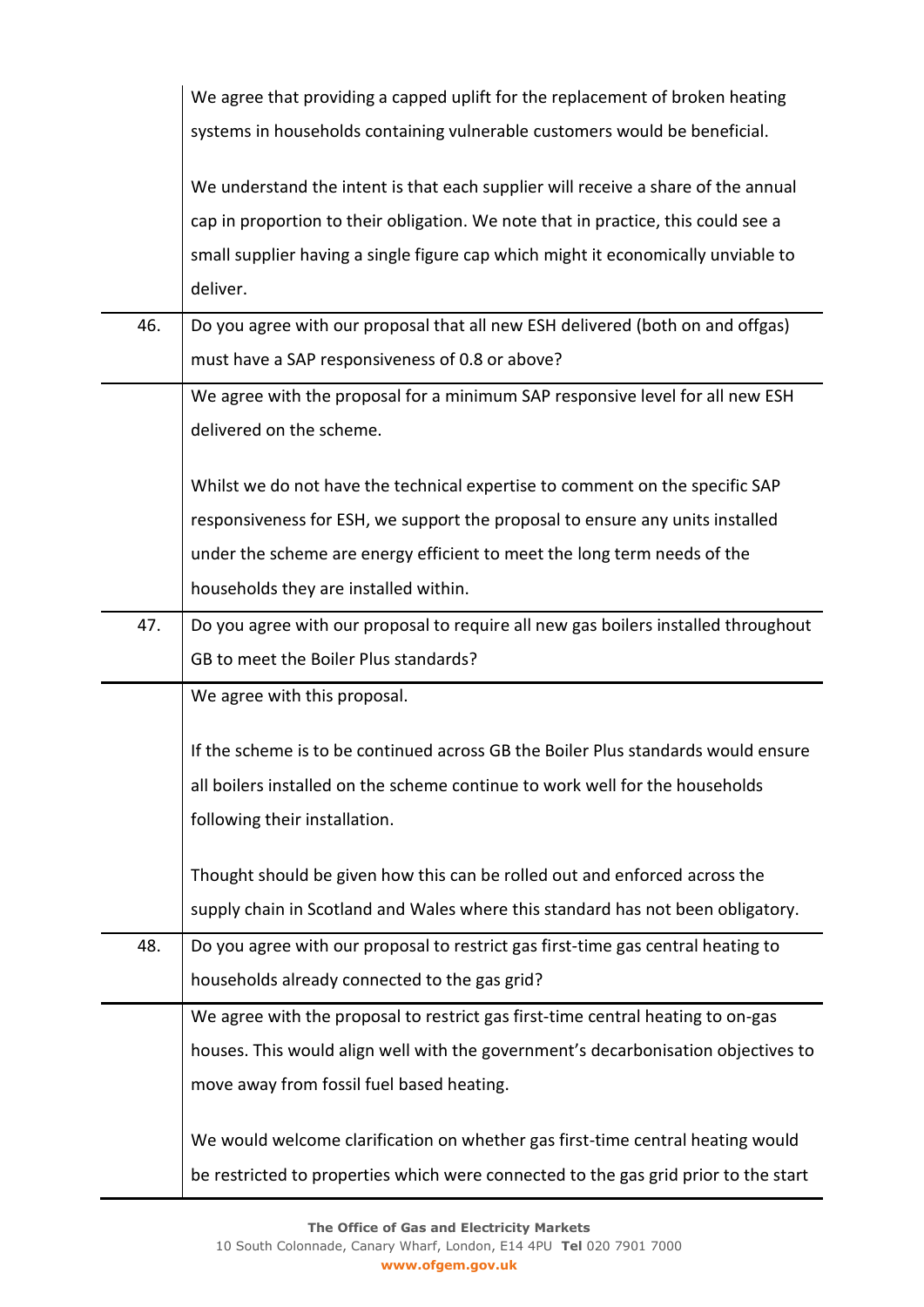| | |
|---|---|
| | We agree that providing a capped uplift for the replacement of broken heating systems in households containing vulnerable customers would be beneficial.<br><br>We understand the intent is that each supplier will receive a share of the annual cap in proportion to their obligation. We note that in practice, this could see a small supplier having a single figure cap which might it economically unviable to deliver. |
| 46. | Do you agree with our proposal that all new ESH delivered (both on and offgas) must have a SAP responsiveness of 0.8 or above? |
| | We agree with the proposal for a minimum SAP responsive level for all new ESH delivered on the scheme.<br><br>Whilst we do not have the technical expertise to comment on the specific SAP responsiveness for ESH, we support the proposal to ensure any units installed under the scheme are energy efficient to meet the long term needs of the households they are installed within. |
| 47. | Do you agree with our proposal to require all new gas boilers installed throughout GB to meet the Boiler Plus standards? |
| | We agree with this proposal.<br><br>If the scheme is to be continued across GB the Boiler Plus standards would ensure all boilers installed on the scheme continue to work well for the households following their installation.<br><br>Thought should be given how this can be rolled out and enforced across the supply chain in Scotland and Wales where this standard has not been obligatory. |
| 48. | Do you agree with our proposal to restrict gas first-time gas central heating to households already connected to the gas grid? |
| | We agree with the proposal to restrict gas first-time central heating to on-gas houses. This would align well with the government's decarbonisation objectives to move away from fossil fuel based heating.<br><br>We would welcome clarification on whether gas first-time central heating would be restricted to properties which were connected to the gas grid prior to the start |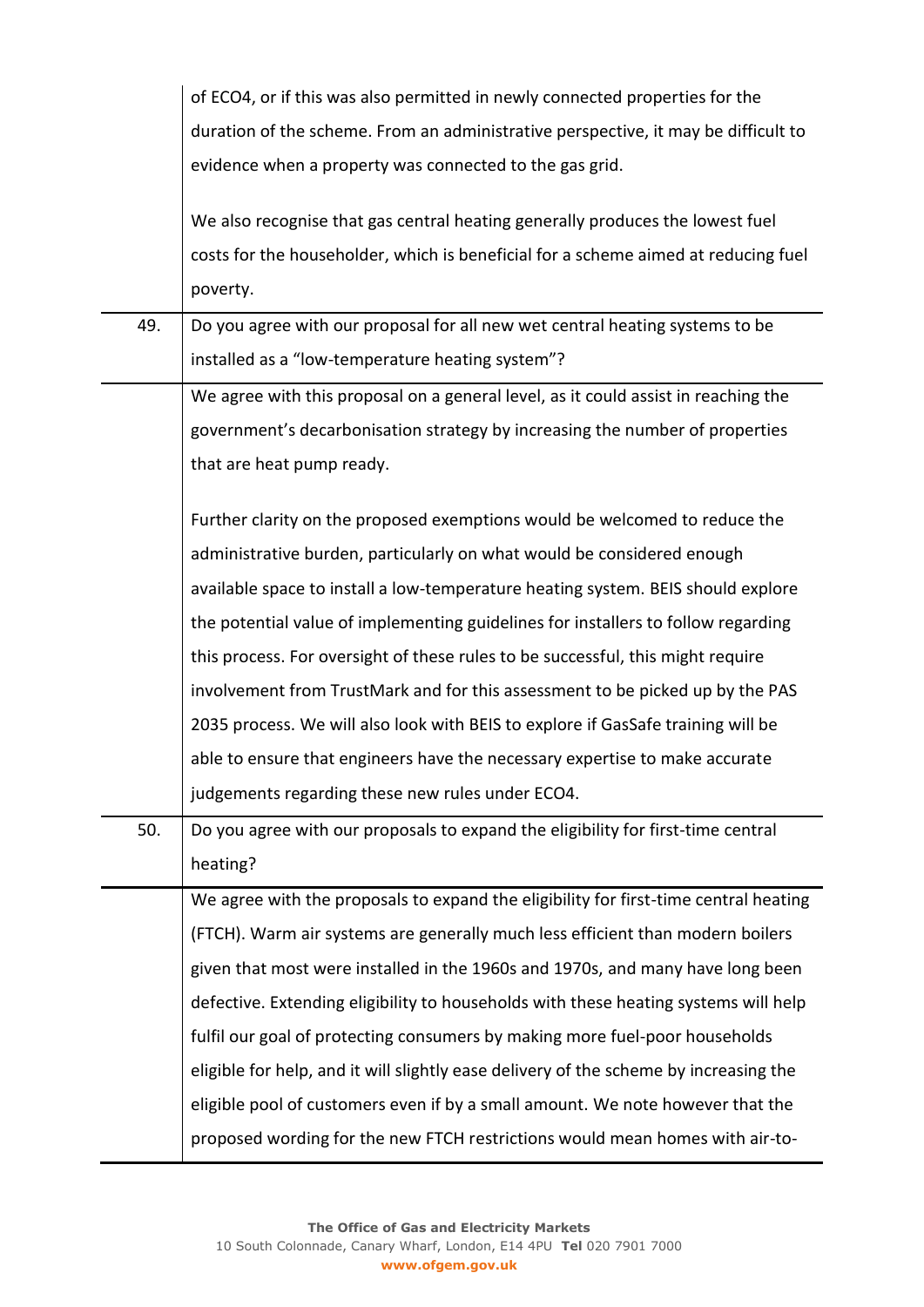| | |
|---|---|
| | of ECO4, or if this was also permitted in newly connected properties for the duration of the scheme. From an administrative perspective, it may be difficult to evidence when a property was connected to the gas grid.<br><br>We also recognise that gas central heating generally produces the lowest fuel costs for the householder, which is beneficial for a scheme aimed at reducing fuel poverty. |
| 49. | Do you agree with our proposal for all new wet central heating systems to be installed as a "low-temperature heating system"? |
| | We agree with this proposal on a general level, as it could assist in reaching the government's decarbonisation strategy by increasing the number of properties that are heat pump ready.<br><br>Further clarity on the proposed exemptions would be welcomed to reduce the administrative burden, particularly on what would be considered enough available space to install a low-temperature heating system. BEIS should explore the potential value of implementing guidelines for installers to follow regarding this process. For oversight of these rules to be successful, this might require involvement from TrustMark and for this assessment to be picked up by the PAS 2035 process. We will also look with BEIS to explore if GasSafe training will be able to ensure that engineers have the necessary expertise to make accurate judgements regarding these new rules under ECO4. |
| 50. | Do you agree with our proposals to expand the eligibility for first-time central heating? |
| | We agree with the proposals to expand the eligibility for first-time central heating (FTCH). Warm air systems are generally much less efficient than modern boilers given that most were installed in the 1960s and 1970s, and many have long been defective. Extending eligibility to households with these heating systems will help fulfil our goal of protecting consumers by making more fuel-poor households eligible for help, and it will slightly ease delivery of the scheme by increasing the eligible pool of customers even if by a small amount. We note however that the proposed wording for the new FTCH restrictions would mean homes with air-to- |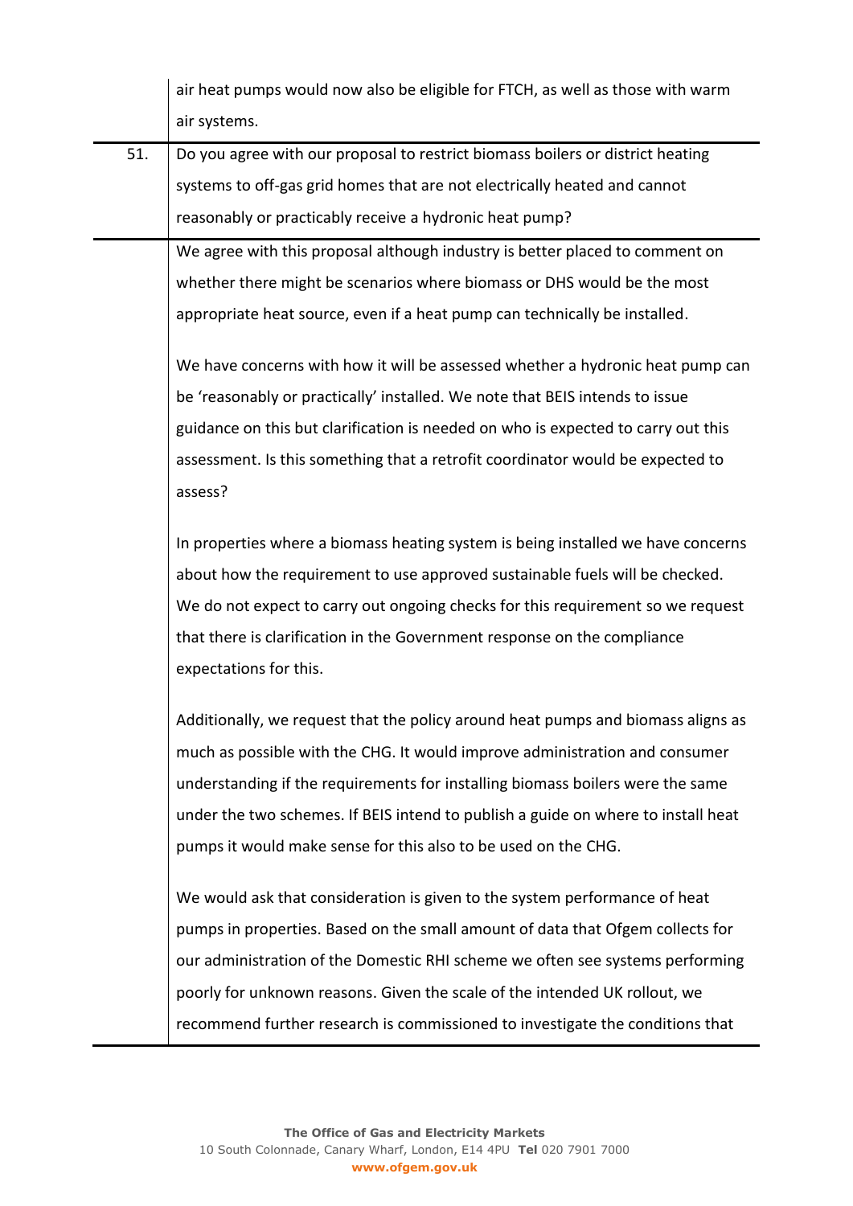| | |
|---|---|
| | air heat pumps would now also be eligible for FTCH, as well as those with warm air systems. |
| 51. | Do you agree with our proposal to restrict biomass boilers or district heating systems to off-gas grid homes that are not electrically heated and cannot reasonably or practicably receive a hydronic heat pump? |
| | We agree with this proposal although industry is better placed to comment on whether there might be scenarios where biomass or DHS would be the most appropriate heat source, even if a heat pump can technically be installed.<br><br>We have concerns with how it will be assessed whether a hydronic heat pump can be 'reasonably or practically' installed. We note that BEIS intends to issue guidance on this but clarification is needed on who is expected to carry out this assessment. Is this something that a retrofit coordinator would be expected to assess?<br><br>In properties where a biomass heating system is being installed we have concerns about how the requirement to use approved sustainable fuels will be checked. We do not expect to carry out ongoing checks for this requirement so we request that there is clarification in the Government response on the compliance expectations for this.<br><br>Additionally, we request that the policy around heat pumps and biomass aligns as much as possible with the CHG. It would improve administration and consumer understanding if the requirements for installing biomass boilers were the same under the two schemes. If BEIS intend to publish a guide on where to install heat pumps it would make sense for this also to be used on the CHG.<br><br>We would ask that consideration is given to the system performance of heat pumps in properties. Based on the small amount of data that Ofgem collects for our administration of the Domestic RHI scheme we often see systems performing poorly for unknown reasons. Given the scale of the intended UK rollout, we recommend further research is commissioned to investigate the conditions that |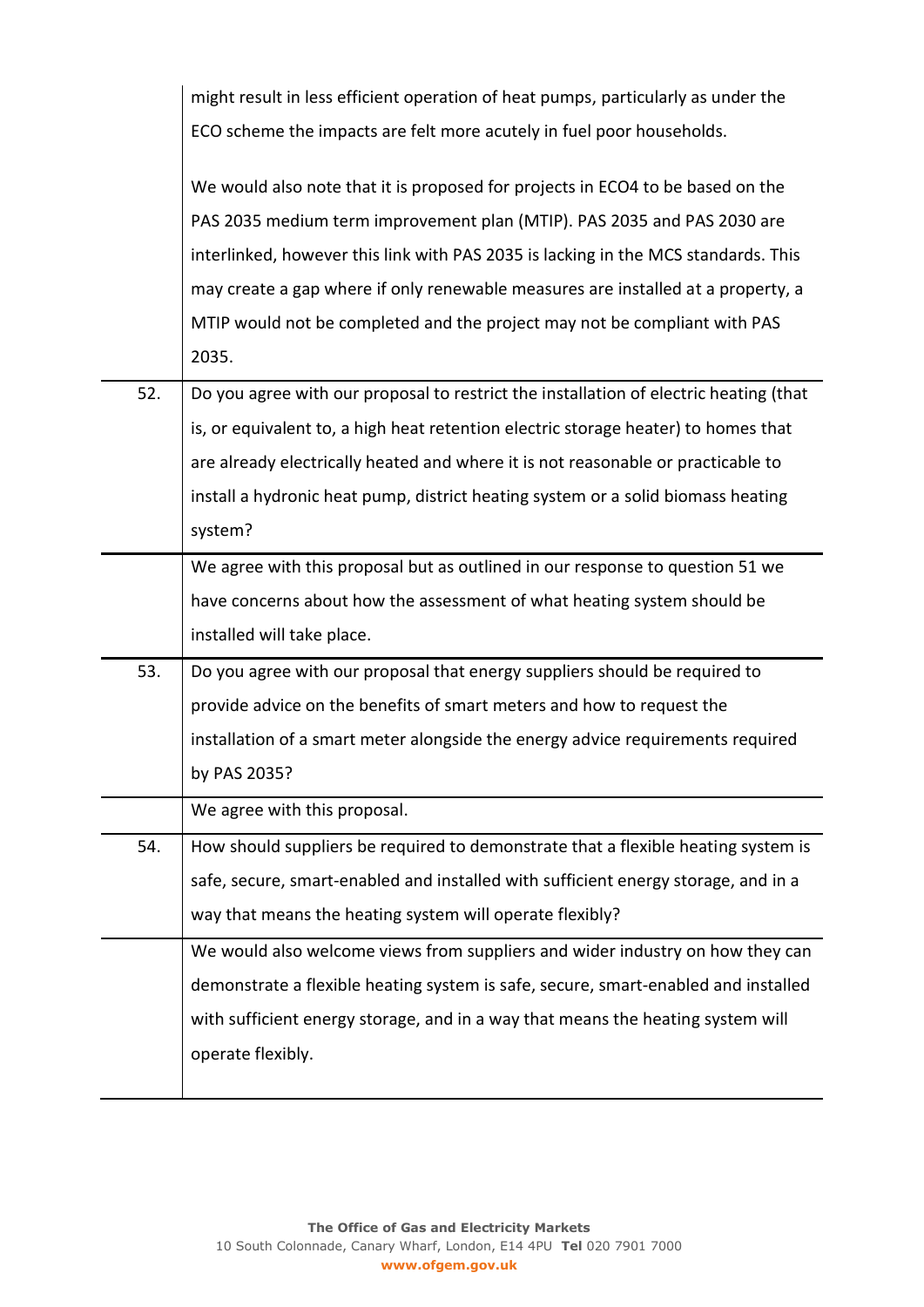| | |
|---|---|
| | might result in less efficient operation of heat pumps, particularly as under the ECO scheme the impacts are felt more acutely in fuel poor households.<br><br>We would also note that it is proposed for projects in ECO4 to be based on the PAS 2035 medium term improvement plan (MTIP). PAS 2035 and PAS 2030 are interlinked, however this link with PAS 2035 is lacking in the MCS standards. This may create a gap where if only renewable measures are installed at a property, a MTIP would not be completed and the project may not be compliant with PAS 2035. |
| 52. | Do you agree with our proposal to restrict the installation of electric heating (that is, or equivalent to, a high heat retention electric storage heater) to homes that are already electrically heated and where it is not reasonable or practicable to install a hydronic heat pump, district heating system or a solid biomass heating system? |
| | We agree with this proposal but as outlined in our response to question 51 we have concerns about how the assessment of what heating system should be installed will take place. |
| 53. | Do you agree with our proposal that energy suppliers should be required to provide advice on the benefits of smart meters and how to request the installation of a smart meter alongside the energy advice requirements required by PAS 2035? |
| | We agree with this proposal. |
| 54. | How should suppliers be required to demonstrate that a flexible heating system is safe, secure, smart-enabled and installed with sufficient energy storage, and in a way that means the heating system will operate flexibly? |
| | We would also welcome views from suppliers and wider industry on how they can demonstrate a flexible heating system is safe, secure, smart-enabled and installed with sufficient energy storage, and in a way that means the heating system will operate flexibly. |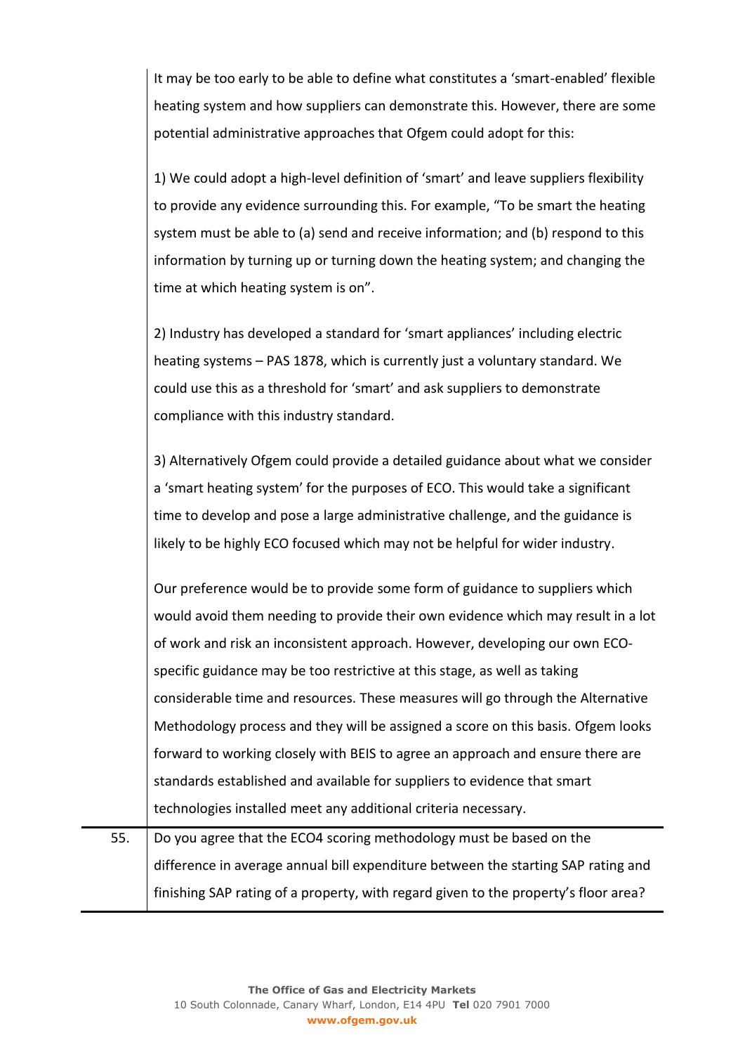| | |
|---|---|
| | It may be too early to be able to define what constitutes a 'smart-enabled' flexible heating system and how suppliers can demonstrate this. However, there are some potential administrative approaches that Ofgem could adopt for this:<br><br>1) We could adopt a high-level definition of 'smart' and leave suppliers flexibility to provide any evidence surrounding this. For example, "To be smart the heating system must be able to (a) send and receive information; and (b) respond to this information by turning up or turning down the heating system; and changing the time at which heating system is on".<br><br>2) Industry has developed a standard for 'smart appliances' including electric heating systems – PAS 1878, which is currently just a voluntary standard. We could use this as a threshold for 'smart' and ask suppliers to demonstrate compliance with this industry standard.<br><br>3) Alternatively Ofgem could provide a detailed guidance about what we consider a 'smart heating system' for the purposes of ECO. This would take a significant time to develop and pose a large administrative challenge, and the guidance is likely to be highly ECO focused which may not be helpful for wider industry.<br><br>Our preference would be to provide some form of guidance to suppliers which would avoid them needing to provide their own evidence which may result in a lot of work and risk an inconsistent approach. However, developing our own ECO-specific guidance may be too restrictive at this stage, as well as taking considerable time and resources. These measures will go through the Alternative Methodology process and they will be assigned a score on this basis. Ofgem looks forward to working closely with BEIS to agree an approach and ensure there are standards established and available for suppliers to evidence that smart technologies installed meet any additional criteria necessary. |
| 55. | Do you agree that the ECO4 scoring methodology must be based on the difference in average annual bill expenditure between the starting SAP rating and finishing SAP rating of a property, with regard given to the property's floor area? |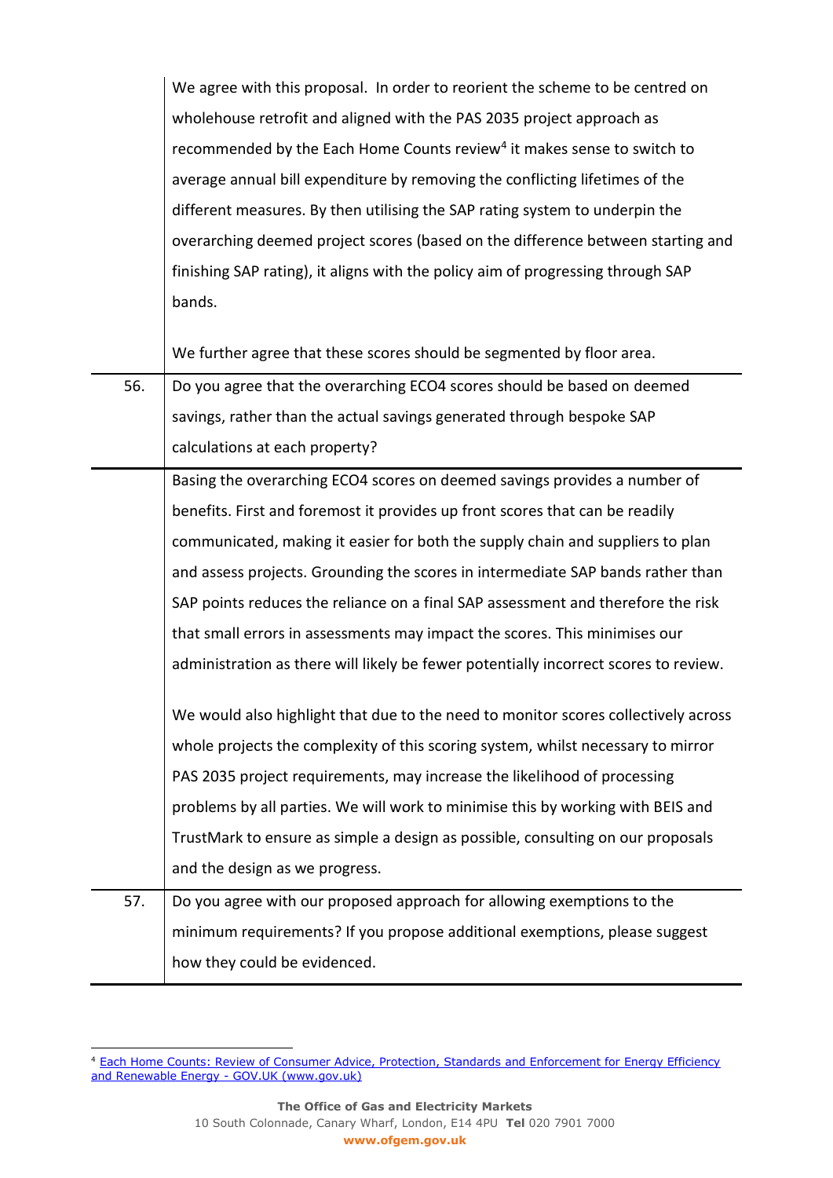| | |
|---|---|
| | We agree with this proposal. In order to reorient the scheme to be centred on wholehouse retrofit and aligned with the PAS 2035 project approach as recommended by the Each Home Counts review[4] it makes sense to switch to average annual bill expenditure by removing the conflicting lifetimes of the different measures. By then utilising the SAP rating system to underpin the overarching deemed project scores (based on the difference between starting and finishing SAP rating), it aligns with the policy aim of progressing through SAP bands.<br><br>We further agree that these scores should be segmented by floor area. |
| 56. | Do you agree that the overarching ECO4 scores should be based on deemed savings, rather than the actual savings generated through bespoke SAP calculations at each property? |
| | Basing the overarching ECO4 scores on deemed savings provides a number of benefits. First and foremost it provides up front scores that can be readily communicated, making it easier for both the supply chain and suppliers to plan and assess projects. Grounding the scores in intermediate SAP bands rather than SAP points reduces the reliance on a final SAP assessment and therefore the risk that small errors in assessments may impact the scores. This minimises our administration as there will likely be fewer potentially incorrect scores to review.<br><br>We would also highlight that due to the need to monitor scores collectively across whole projects the complexity of this scoring system, whilst necessary to mirror PAS 2035 project requirements, may increase the likelihood of processing problems by all parties. We will work to minimise this by working with BEIS and TrustMark to ensure as simple a design as possible, consulting on our proposals and the design as we progress. |
| 57. | Do you agree with our proposed approach for allowing exemptions to the minimum requirements? If you propose additional exemptions, please suggest how they could be evidenced. |

[4] [Each Home Counts: Review of Consumer Advice, Protection, Standards and Enforcement for Energy Efficiency and Renewable Energy - GOV.UK (www.gov.uk)]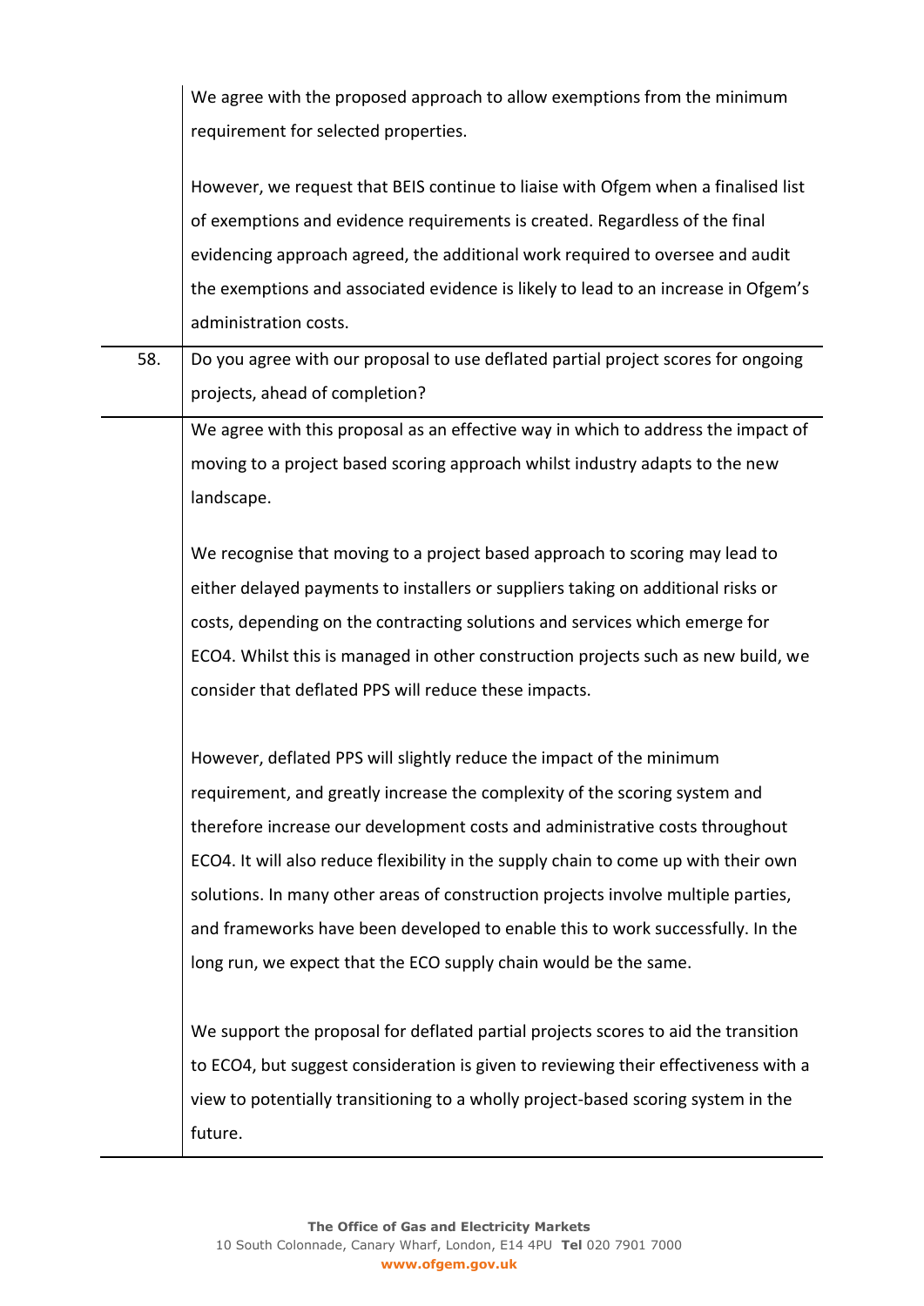| | |
|---|---|
| | We agree with the proposed approach to allow exemptions from the minimum requirement for selected properties.<br><br>However, we request that BEIS continue to liaise with Ofgem when a finalised list of exemptions and evidence requirements is created. Regardless of the final evidencing approach agreed, the additional work required to oversee and audit the exemptions and associated evidence is likely to lead to an increase in Ofgem's administration costs. |
| 58. | Do you agree with our proposal to use deflated partial project scores for ongoing projects, ahead of completion? |
| | We agree with this proposal as an effective way in which to address the impact of moving to a project based scoring approach whilst industry adapts to the new landscape.<br><br>We recognise that moving to a project based approach to scoring may lead to either delayed payments to installers or suppliers taking on additional risks or costs, depending on the contracting solutions and services which emerge for ECO4. Whilst this is managed in other construction projects such as new build, we consider that deflated PPS will reduce these impacts.<br><br>However, deflated PPS will slightly reduce the impact of the minimum requirement, and greatly increase the complexity of the scoring system and therefore increase our development costs and administrative costs throughout ECO4. It will also reduce flexibility in the supply chain to come up with their own solutions. In many other areas of construction projects involve multiple parties, and frameworks have been developed to enable this to work successfully. In the long run, we expect that the ECO supply chain would be the same.<br><br>We support the proposal for deflated partial projects scores to aid the transition to ECO4, but suggest consideration is given to reviewing their effectiveness with a view to potentially transitioning to a wholly project-based scoring system in the future. |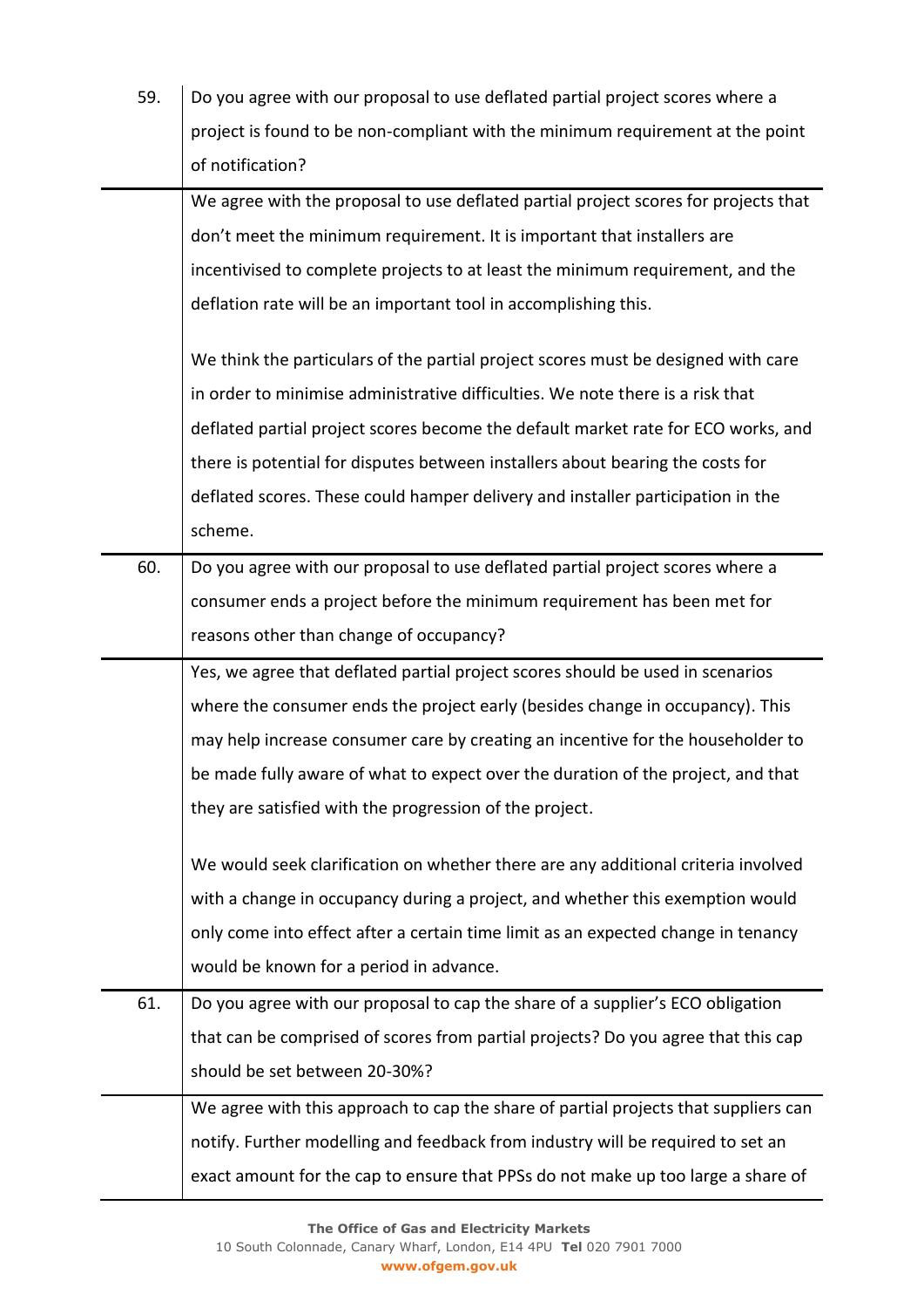| | |
|---|---|
| 59. | Do you agree with our proposal to use deflated partial project scores where a project is found to be non-compliant with the minimum requirement at the point of notification? |
| | We agree with the proposal to use deflated partial project scores for projects that don't meet the minimum requirement. It is important that installers are incentivised to complete projects to at least the minimum requirement, and the deflation rate will be an important tool in accomplishing this.<br><br>We think the particulars of the partial project scores must be designed with care in order to minimise administrative difficulties. We note there is a risk that deflated partial project scores become the default market rate for ECO works, and there is potential for disputes between installers about bearing the costs for deflated scores. These could hamper delivery and installer participation in the scheme. |
| 60. | Do you agree with our proposal to use deflated partial project scores where a consumer ends a project before the minimum requirement has been met for reasons other than change of occupancy? |
| | Yes, we agree that deflated partial project scores should be used in scenarios where the consumer ends the project early (besides change in occupancy). This may help increase consumer care by creating an incentive for the householder to be made fully aware of what to expect over the duration of the project, and that they are satisfied with the progression of the project.<br><br>We would seek clarification on whether there are any additional criteria involved with a change in occupancy during a project, and whether this exemption would only come into effect after a certain time limit as an expected change in tenancy would be known for a period in advance. |
| 61. | Do you agree with our proposal to cap the share of a supplier's ECO obligation that can be comprised of scores from partial projects? Do you agree that this cap should be set between 20-30%? |
| | We agree with this approach to cap the share of partial projects that suppliers can notify. Further modelling and feedback from industry will be required to set an exact amount for the cap to ensure that PPSs do not make up too large a share of |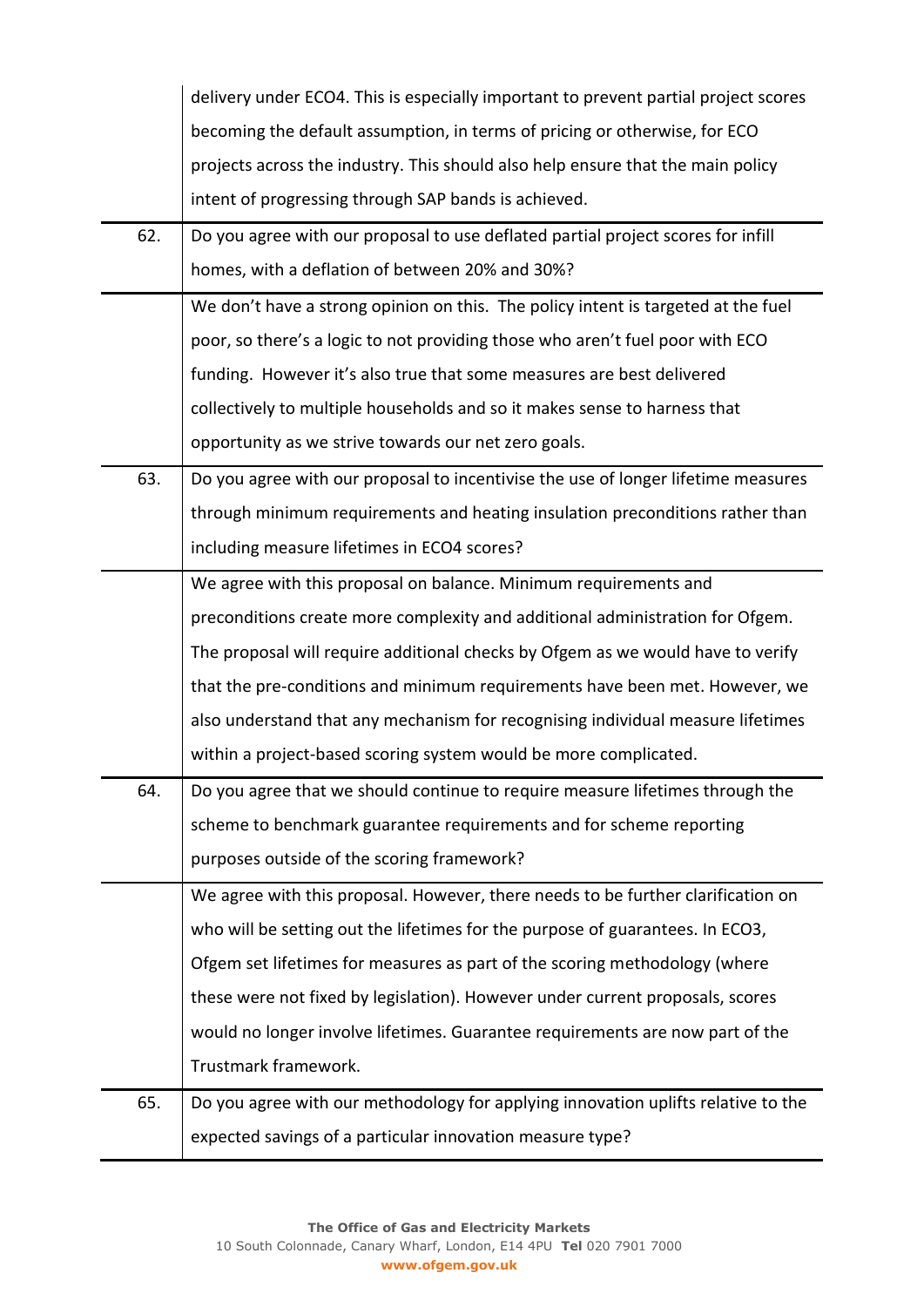| | |
|---|---|
| | delivery under ECO4. This is especially important to prevent partial project scores becoming the default assumption, in terms of pricing or otherwise, for ECO projects across the industry. This should also help ensure that the main policy intent of progressing through SAP bands is achieved. |
| 62. | Do you agree with our proposal to use deflated partial project scores for infill homes, with a deflation of between 20% and 30%? |
| | We don't have a strong opinion on this. The policy intent is targeted at the fuel poor, so there's a logic to not providing those who aren't fuel poor with ECO funding. However it's also true that some measures are best delivered collectively to multiple households and so it makes sense to harness that opportunity as we strive towards our net zero goals. |
| 63. | Do you agree with our proposal to incentivise the use of longer lifetime measures through minimum requirements and heating insulation preconditions rather than including measure lifetimes in ECO4 scores? |
| | We agree with this proposal on balance. Minimum requirements and preconditions create more complexity and additional administration for Ofgem. The proposal will require additional checks by Ofgem as we would have to verify that the pre-conditions and minimum requirements have been met. However, we also understand that any mechanism for recognising individual measure lifetimes within a project-based scoring system would be more complicated. |
| 64. | Do you agree that we should continue to require measure lifetimes through the scheme to benchmark guarantee requirements and for scheme reporting purposes outside of the scoring framework? |
| | We agree with this proposal. However, there needs to be further clarification on who will be setting out the lifetimes for the purpose of guarantees. In ECO3, Ofgem set lifetimes for measures as part of the scoring methodology (where these were not fixed by legislation). However under current proposals, scores would no longer involve lifetimes. Guarantee requirements are now part of the Trustmark framework. |
| 65. | Do you agree with our methodology for applying innovation uplifts relative to the expected savings of a particular innovation measure type? |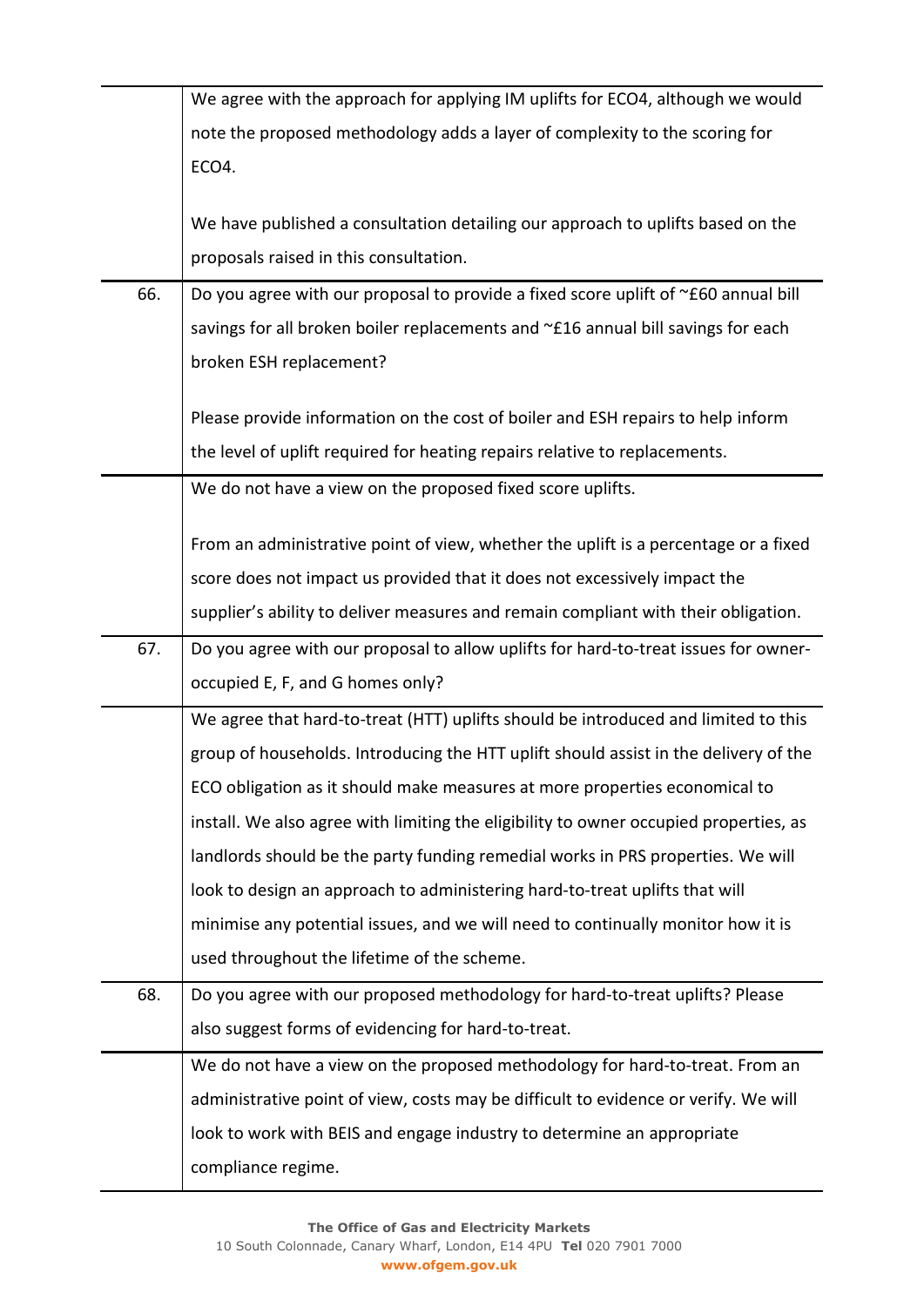| | |
|---|---|
| | We agree with the approach for applying IM uplifts for ECO4, although we would note the proposed methodology adds a layer of complexity to the scoring for ECO4.<br><br>We have published a consultation detailing our approach to uplifts based on the proposals raised in this consultation. |
| 66. | Do you agree with our proposal to provide a fixed score uplift of ~£60 annual bill savings for all broken boiler replacements and ~£16 annual bill savings for each broken ESH replacement?<br><br>Please provide information on the cost of boiler and ESH repairs to help inform the level of uplift required for heating repairs relative to replacements. |
| | We do not have a view on the proposed fixed score uplifts.<br><br>From an administrative point of view, whether the uplift is a percentage or a fixed score does not impact us provided that it does not excessively impact the supplier's ability to deliver measures and remain compliant with their obligation. |
| 67. | Do you agree with our proposal to allow uplifts for hard-to-treat issues for owner-occupied E, F, and G homes only? |
| | We agree that hard-to-treat (HTT) uplifts should be introduced and limited to this group of households. Introducing the HTT uplift should assist in the delivery of the ECO obligation as it should make measures at more properties economical to install. We also agree with limiting the eligibility to owner occupied properties, as landlords should be the party funding remedial works in PRS properties. We will look to design an approach to administering hard-to-treat uplifts that will minimise any potential issues, and we will need to continually monitor how it is used throughout the lifetime of the scheme. |
| 68. | Do you agree with our proposed methodology for hard-to-treat uplifts? Please also suggest forms of evidencing for hard-to-treat. |
| | We do not have a view on the proposed methodology for hard-to-treat. From an administrative point of view, costs may be difficult to evidence or verify. We will look to work with BEIS and engage industry to determine an appropriate compliance regime. |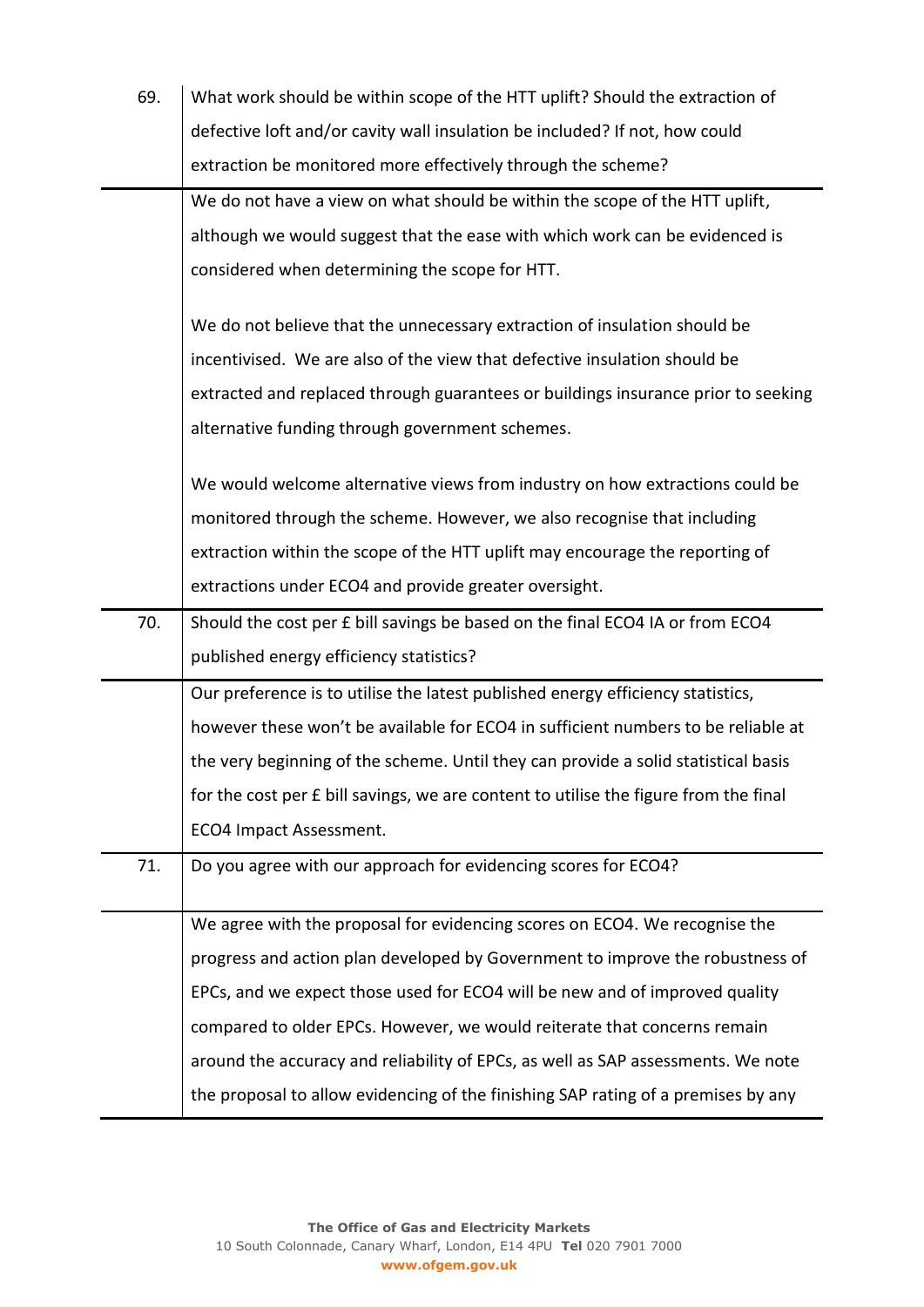| | |
|---|---|
| 69. | What work should be within scope of the HTT uplift? Should the extraction of defective loft and/or cavity wall insulation be included? If not, how could extraction be monitored more effectively through the scheme? |
| | We do not have a view on what should be within the scope of the HTT uplift, although we would suggest that the ease with which work can be evidenced is considered when determining the scope for HTT.<br><br>We do not believe that the unnecessary extraction of insulation should be incentivised. We are also of the view that defective insulation should be extracted and replaced through guarantees or buildings insurance prior to seeking alternative funding through government schemes.<br><br>We would welcome alternative views from industry on how extractions could be monitored through the scheme. However, we also recognise that including extraction within the scope of the HTT uplift may encourage the reporting of extractions under ECO4 and provide greater oversight. |
| 70. | Should the cost per £ bill savings be based on the final ECO4 IA or from ECO4 published energy efficiency statistics? |
| | Our preference is to utilise the latest published energy efficiency statistics, however these won't be available for ECO4 in sufficient numbers to be reliable at the very beginning of the scheme. Until they can provide a solid statistical basis for the cost per £ bill savings, we are content to utilise the figure from the final ECO4 Impact Assessment. |
| 71. | Do you agree with our approach for evidencing scores for ECO4? |
| | We agree with the proposal for evidencing scores on ECO4. We recognise the progress and action plan developed by Government to improve the robustness of EPCs, and we expect those used for ECO4 will be new and of improved quality compared to older EPCs. However, we would reiterate that concerns remain around the accuracy and reliability of EPCs, as well as SAP assessments. We note the proposal to allow evidencing of the finishing SAP rating of a premises by any |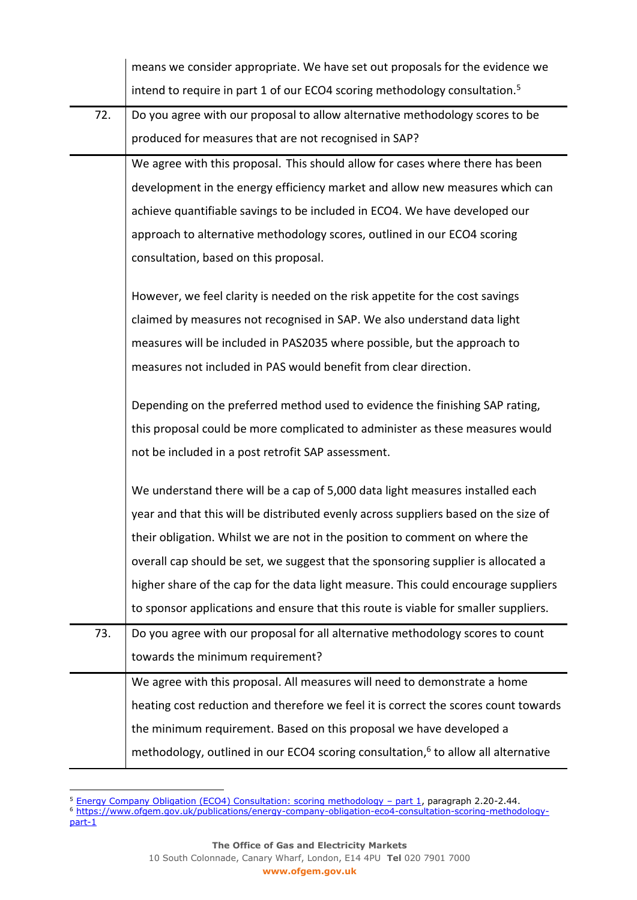| | |
|---|---|
| | means we consider appropriate. We have set out proposals for the evidence we intend to require in part 1 of our ECO4 scoring methodology consultation.[5] |
| 72. | Do you agree with our proposal to allow alternative methodology scores to be produced for measures that are not recognised in SAP? |
| | We agree with this proposal. This should allow for cases where there has been development in the energy efficiency market and allow new measures which can achieve quantifiable savings to be included in ECO4. We have developed our approach to alternative methodology scores, outlined in our ECO4 scoring consultation, based on this proposal.<br><br>However, we feel clarity is needed on the risk appetite for the cost savings claimed by measures not recognised in SAP. We also understand data light measures will be included in PAS2035 where possible, but the approach to measures not included in PAS would benefit from clear direction.<br><br>Depending on the preferred method used to evidence the finishing SAP rating, this proposal could be more complicated to administer as these measures would not be included in a post retrofit SAP assessment.<br><br>We understand there will be a cap of 5,000 data light measures installed each year and that this will be distributed evenly across suppliers based on the size of their obligation. Whilst we are not in the position to comment on where the overall cap should be set, we suggest that the sponsoring supplier is allocated a higher share of the cap for the data light measure. This could encourage suppliers to sponsor applications and ensure that this route is viable for smaller suppliers. |
| 73. | Do you agree with our proposal for all alternative methodology scores to count towards the minimum requirement? |
| | We agree with this proposal. All measures will need to demonstrate a home heating cost reduction and therefore we feel it is correct the scores count towards the minimum requirement. Based on this proposal we have developed a methodology, outlined in our ECO4 scoring consultation,[6] to allow all alternative |

[5] [Energy Company Obligation (ECO4) Consultation: scoring methodology – part 1](https://www.ofgem.gov.uk/publications/energy-company-obligation-eco4-consultation-scoring-methodology-part-1), paragraph 2.20-2.44.

[6] https://www.ofgem.gov.uk/publications/energy-company-obligation-eco4-consultation-scoring-methodology-part-1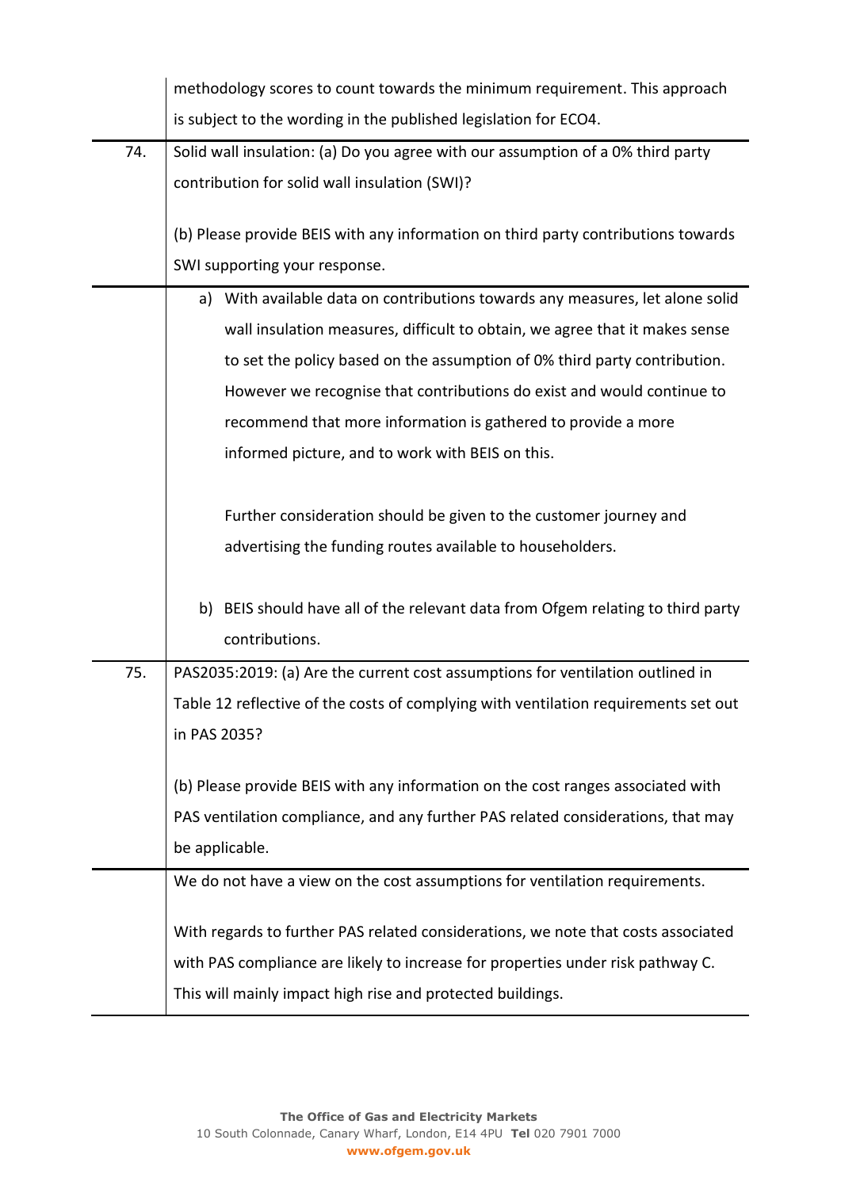| | |
|---|---|
| | methodology scores to count towards the minimum requirement. This approach is subject to the wording in the published legislation for ECO4. |
| 74. | Solid wall insulation: (a) Do you agree with our assumption of a 0% third party contribution for solid wall insulation (SWI)?<br><br>(b) Please provide BEIS with any information on third party contributions towards SWI supporting your response. |
| | a) With available data on contributions towards any measures, let alone solid wall insulation measures, difficult to obtain, we agree that it makes sense to set the policy based on the assumption of 0% third party contribution. However we recognise that contributions do exist and would continue to recommend that more information is gathered to provide a more informed picture, and to work with BEIS on this.<br><br>Further consideration should be given to the customer journey and advertising the funding routes available to householders.<br><br>b) BEIS should have all of the relevant data from Ofgem relating to third party contributions. |
| 75. | PAS2035:2019: (a) Are the current cost assumptions for ventilation outlined in Table 12 reflective of the costs of complying with ventilation requirements set out in PAS 2035?<br><br>(b) Please provide BEIS with any information on the cost ranges associated with PAS ventilation compliance, and any further PAS related considerations, that may be applicable. |
| | We do not have a view on the cost assumptions for ventilation requirements.<br><br>With regards to further PAS related considerations, we note that costs associated with PAS compliance are likely to increase for properties under risk pathway C. This will mainly impact high rise and protected buildings. |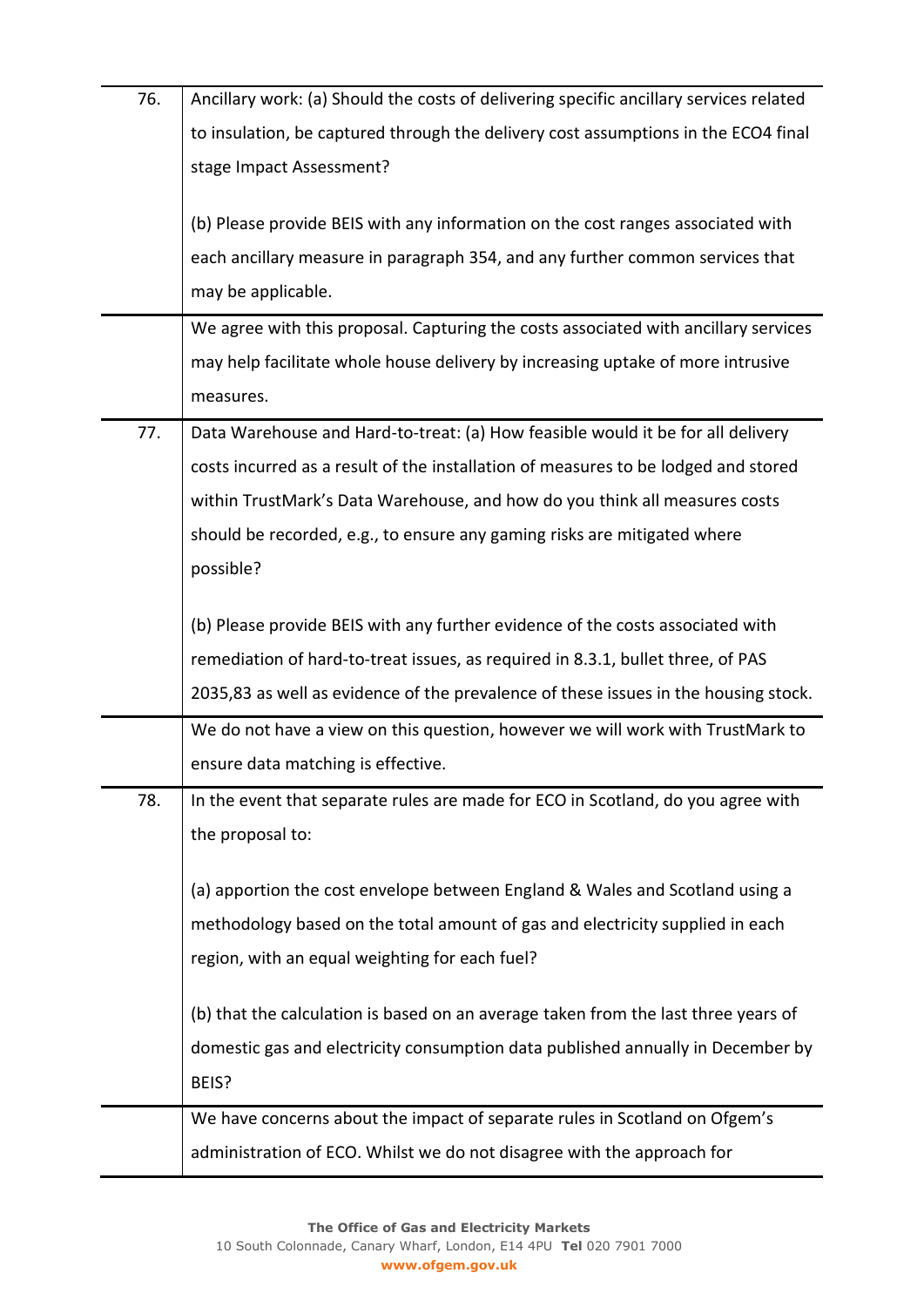| | |
|---|---|
| 76. | Ancillary work: (a) Should the costs of delivering specific ancillary services related to insulation, be captured through the delivery cost assumptions in the ECO4 final stage Impact Assessment?<br><br>(b) Please provide BEIS with any information on the cost ranges associated with each ancillary measure in paragraph 354, and any further common services that may be applicable. |
| | We agree with this proposal. Capturing the costs associated with ancillary services may help facilitate whole house delivery by increasing uptake of more intrusive measures. |
| 77. | Data Warehouse and Hard-to-treat: (a) How feasible would it be for all delivery costs incurred as a result of the installation of measures to be lodged and stored within TrustMark's Data Warehouse, and how do you think all measures costs should be recorded, e.g., to ensure any gaming risks are mitigated where possible?<br><br>(b) Please provide BEIS with any further evidence of the costs associated with remediation of hard-to-treat issues, as required in 8.3.1, bullet three, of PAS 2035,83 as well as evidence of the prevalence of these issues in the housing stock. |
| | We do not have a view on this question, however we will work with TrustMark to ensure data matching is effective. |
| 78. | In the event that separate rules are made for ECO in Scotland, do you agree with the proposal to:<br><br>(a) apportion the cost envelope between England & Wales and Scotland using a methodology based on the total amount of gas and electricity supplied in each region, with an equal weighting for each fuel?<br><br>(b) that the calculation is based on an average taken from the last three years of domestic gas and electricity consumption data published annually in December by BEIS? |
| | We have concerns about the impact of separate rules in Scotland on Ofgem's administration of ECO. Whilst we do not disagree with the approach for |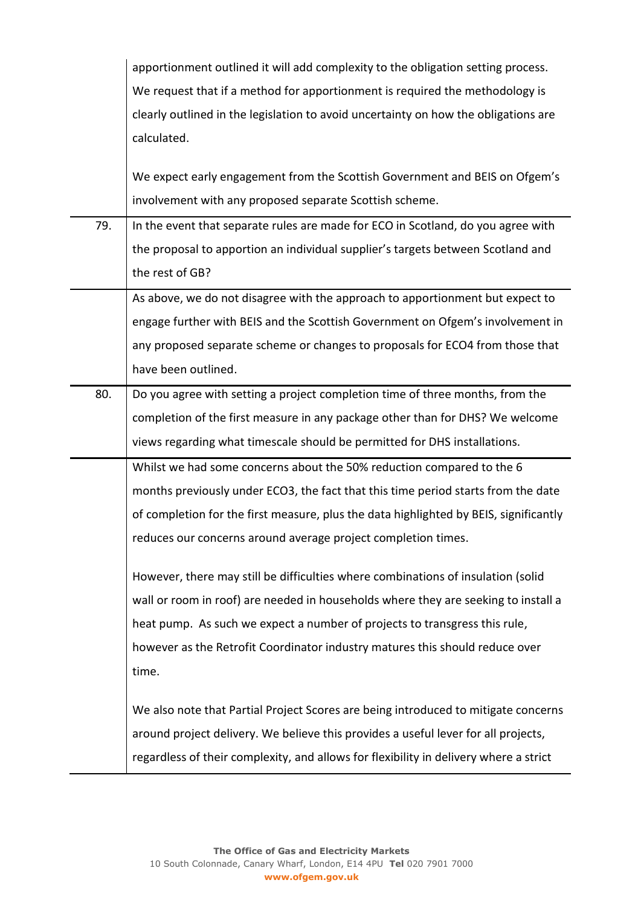| | |
|---|---|
| | apportionment outlined it will add complexity to the obligation setting process. We request that if a method for apportionment is required the methodology is clearly outlined in the legislation to avoid uncertainty on how the obligations are calculated.<br><br>We expect early engagement from the Scottish Government and BEIS on Ofgem's involvement with any proposed separate Scottish scheme. |
| 79. | In the event that separate rules are made for ECO in Scotland, do you agree with the proposal to apportion an individual supplier's targets between Scotland and the rest of GB? |
| | As above, we do not disagree with the approach to apportionment but expect to engage further with BEIS and the Scottish Government on Ofgem's involvement in any proposed separate scheme or changes to proposals for ECO4 from those that have been outlined. |
| 80. | Do you agree with setting a project completion time of three months, from the completion of the first measure in any package other than for DHS? We welcome views regarding what timescale should be permitted for DHS installations. |
| | Whilst we had some concerns about the 50% reduction compared to the 6 months previously under ECO3, the fact that this time period starts from the date of completion for the first measure, plus the data highlighted by BEIS, significantly reduces our concerns around average project completion times.<br><br>However, there may still be difficulties where combinations of insulation (solid wall or room in roof) are needed in households where they are seeking to install a heat pump. As such we expect a number of projects to transgress this rule, however as the Retrofit Coordinator industry matures this should reduce over time.<br><br>We also note that Partial Project Scores are being introduced to mitigate concerns around project delivery. We believe this provides a useful lever for all projects, regardless of their complexity, and allows for flexibility in delivery where a strict |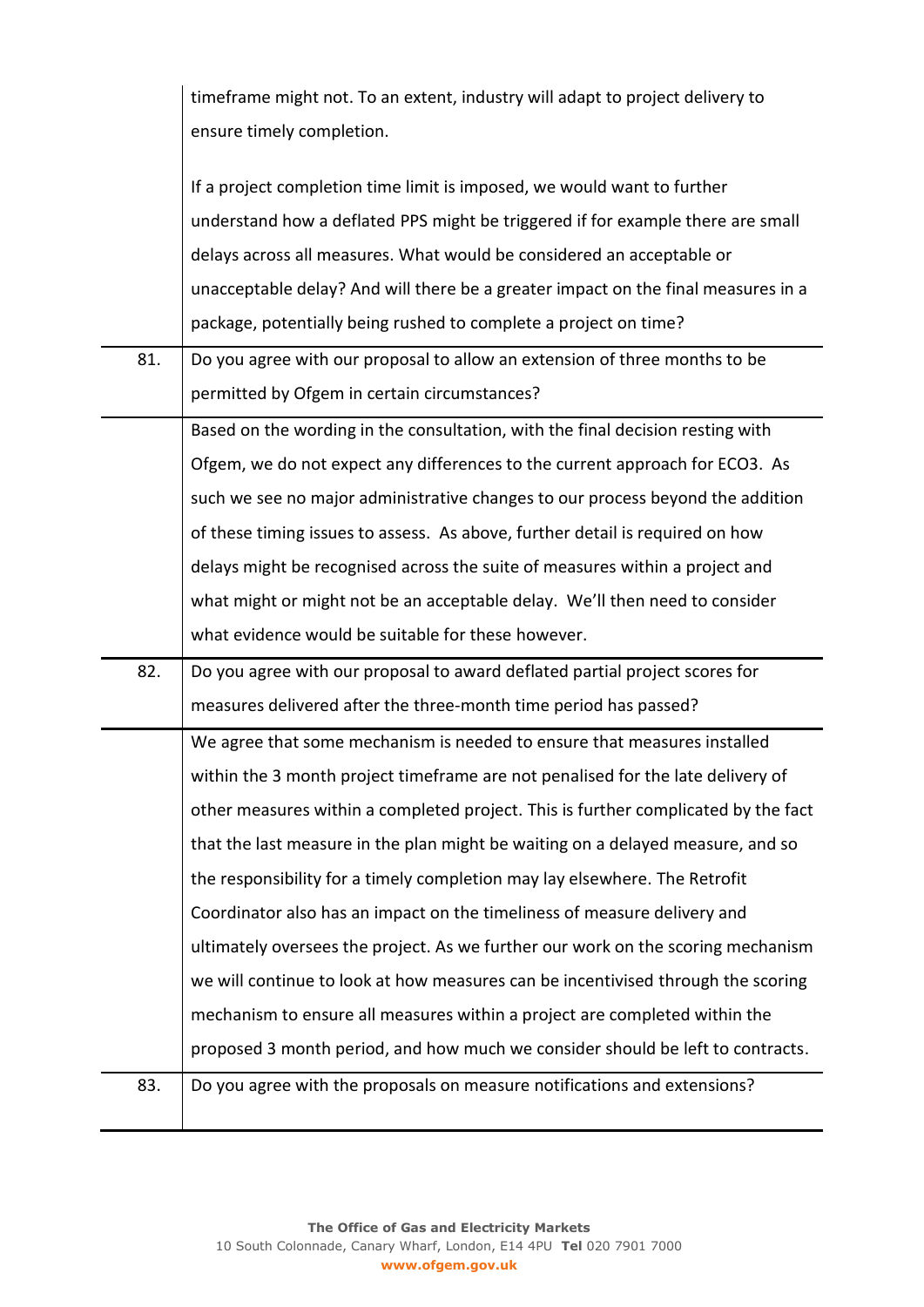| | |
|---|---|
| | timeframe might not. To an extent, industry will adapt to project delivery to ensure timely completion.<br><br>If a project completion time limit is imposed, we would want to further understand how a deflated PPS might be triggered if for example there are small delays across all measures. What would be considered an acceptable or unacceptable delay? And will there be a greater impact on the final measures in a package, potentially being rushed to complete a project on time? |
| 81. | Do you agree with our proposal to allow an extension of three months to be permitted by Ofgem in certain circumstances? |
| | Based on the wording in the consultation, with the final decision resting with Ofgem, we do not expect any differences to the current approach for ECO3. As such we see no major administrative changes to our process beyond the addition of these timing issues to assess. As above, further detail is required on how delays might be recognised across the suite of measures within a project and what might or might not be an acceptable delay. We'll then need to consider what evidence would be suitable for these however. |
| 82. | Do you agree with our proposal to award deflated partial project scores for measures delivered after the three-month time period has passed? |
| | We agree that some mechanism is needed to ensure that measures installed within the 3 month project timeframe are not penalised for the late delivery of other measures within a completed project. This is further complicated by the fact that the last measure in the plan might be waiting on a delayed measure, and so the responsibility for a timely completion may lay elsewhere. The Retrofit Coordinator also has an impact on the timeliness of measure delivery and ultimately oversees the project. As we further our work on the scoring mechanism we will continue to look at how measures can be incentivised through the scoring mechanism to ensure all measures within a project are completed within the proposed 3 month period, and how much we consider should be left to contracts. |
| 83. | Do you agree with the proposals on measure notifications and extensions? |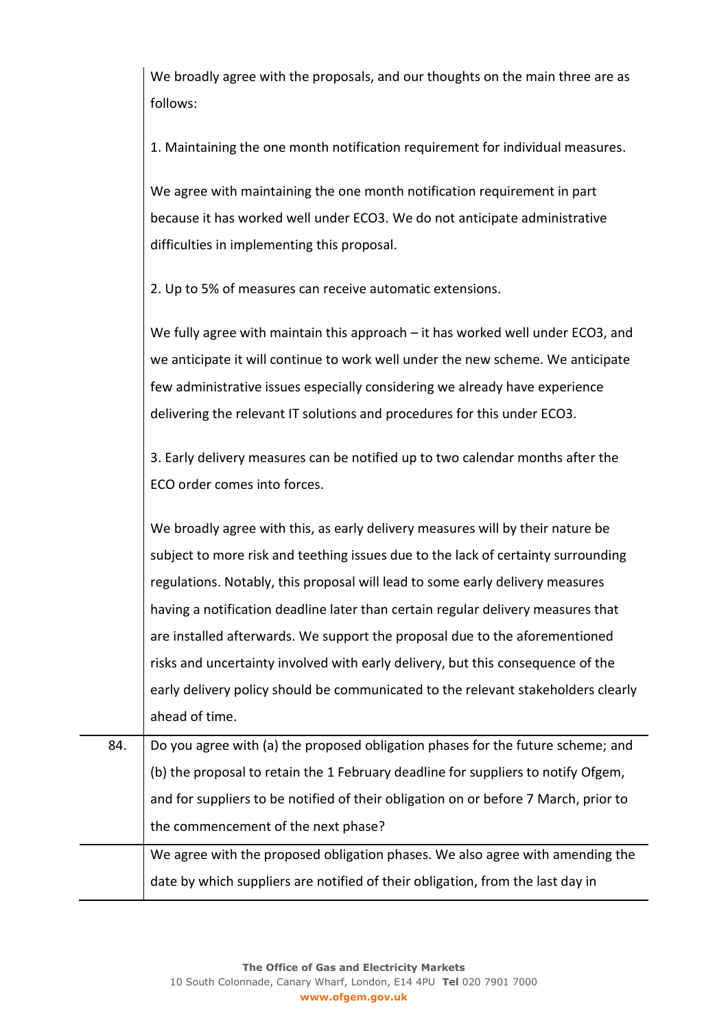| | |
|---|---|
| | We broadly agree with the proposals, and our thoughts on the main three are as follows:<br><br>1. Maintaining the one month notification requirement for individual measures.<br><br>We agree with maintaining the one month notification requirement in part because it has worked well under ECO3. We do not anticipate administrative difficulties in implementing this proposal.<br><br>2. Up to 5% of measures can receive automatic extensions.<br><br>We fully agree with maintain this approach – it has worked well under ECO3, and we anticipate it will continue to work well under the new scheme. We anticipate few administrative issues especially considering we already have experience delivering the relevant IT solutions and procedures for this under ECO3.<br><br>3. Early delivery measures can be notified up to two calendar months after the ECO order comes into forces.<br><br>We broadly agree with this, as early delivery measures will by their nature be subject to more risk and teething issues due to the lack of certainty surrounding regulations. Notably, this proposal will lead to some early delivery measures having a notification deadline later than certain regular delivery measures that are installed afterwards. We support the proposal due to the aforementioned risks and uncertainty involved with early delivery, but this consequence of the early delivery policy should be communicated to the relevant stakeholders clearly ahead of time. |
| 84. | Do you agree with (a) the proposed obligation phases for the future scheme; and (b) the proposal to retain the 1 February deadline for suppliers to notify Ofgem, and for suppliers to be notified of their obligation on or before 7 March, prior to the commencement of the next phase? |
| | We agree with the proposed obligation phases. We also agree with amending the date by which suppliers are notified of their obligation, from the last day in |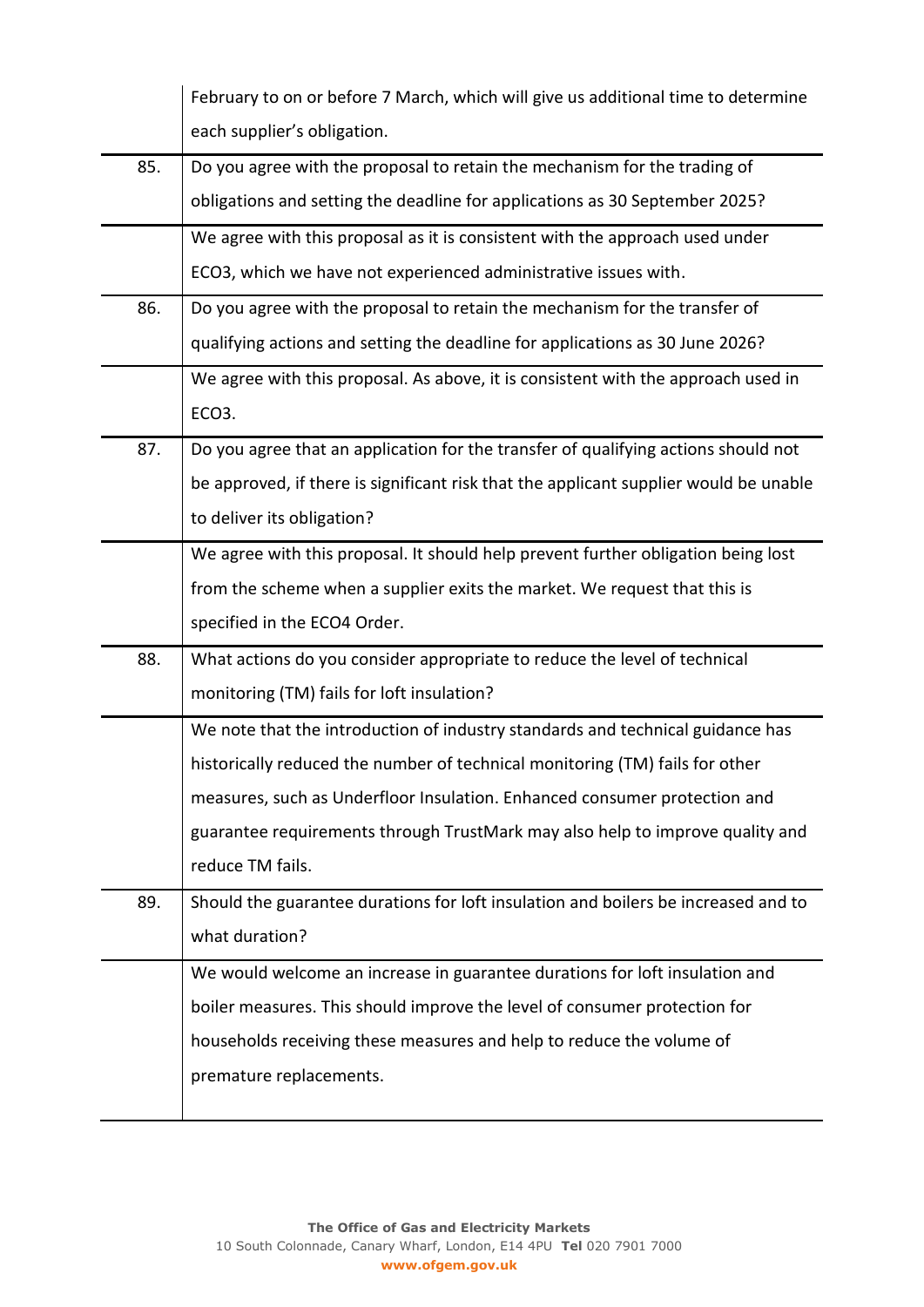| | |
|---|---|
| | February to on or before 7 March, which will give us additional time to determine each supplier's obligation. |
| 85. | Do you agree with the proposal to retain the mechanism for the trading of obligations and setting the deadline for applications as 30 September 2025? |
| | We agree with this proposal as it is consistent with the approach used under ECO3, which we have not experienced administrative issues with. |
| 86. | Do you agree with the proposal to retain the mechanism for the transfer of qualifying actions and setting the deadline for applications as 30 June 2026? |
| | We agree with this proposal. As above, it is consistent with the approach used in ECO3. |
| 87. | Do you agree that an application for the transfer of qualifying actions should not be approved, if there is significant risk that the applicant supplier would be unable to deliver its obligation? |
| | We agree with this proposal. It should help prevent further obligation being lost from the scheme when a supplier exits the market. We request that this is specified in the ECO4 Order. |
| 88. | What actions do you consider appropriate to reduce the level of technical monitoring (TM) fails for loft insulation? |
| | We note that the introduction of industry standards and technical guidance has historically reduced the number of technical monitoring (TM) fails for other measures, such as Underfloor Insulation. Enhanced consumer protection and guarantee requirements through TrustMark may also help to improve quality and reduce TM fails. |
| 89. | Should the guarantee durations for loft insulation and boilers be increased and to what duration? |
| | We would welcome an increase in guarantee durations for loft insulation and boiler measures. This should improve the level of consumer protection for households receiving these measures and help to reduce the volume of premature replacements. |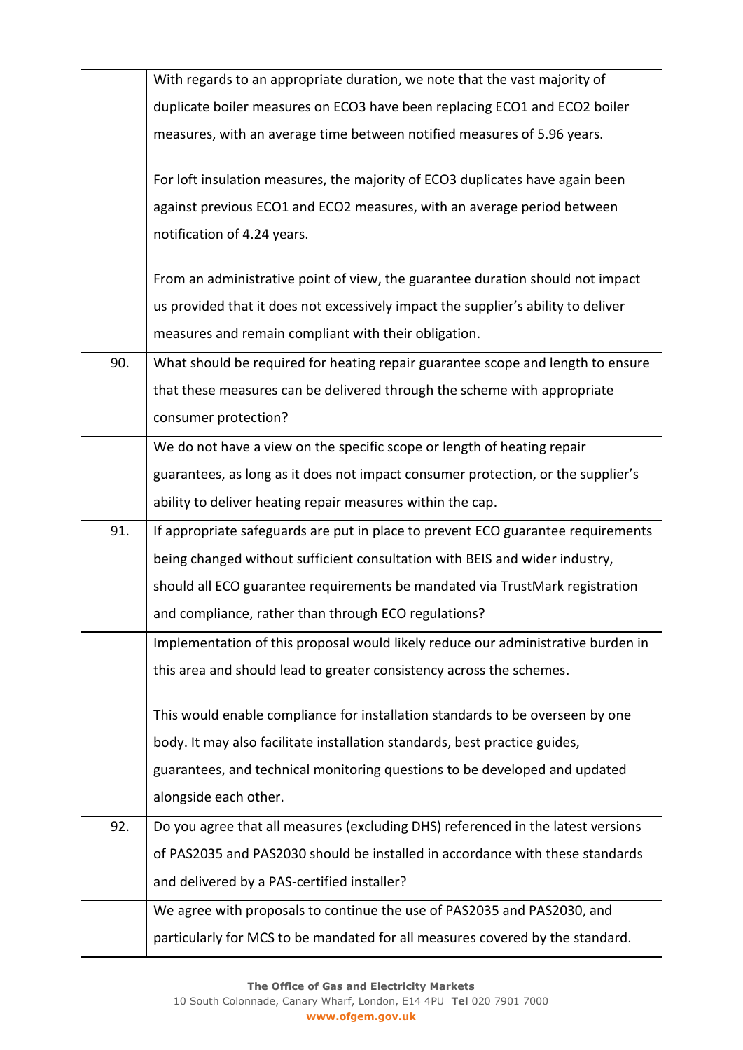| | |
|---|---|
| | With regards to an appropriate duration, we note that the vast majority of duplicate boiler measures on ECO3 have been replacing ECO1 and ECO2 boiler measures, with an average time between notified measures of 5.96 years.<br><br>For loft insulation measures, the majority of ECO3 duplicates have again been against previous ECO1 and ECO2 measures, with an average period between notification of 4.24 years.<br><br>From an administrative point of view, the guarantee duration should not impact us provided that it does not excessively impact the supplier's ability to deliver measures and remain compliant with their obligation. |
| 90. | What should be required for heating repair guarantee scope and length to ensure that these measures can be delivered through the scheme with appropriate consumer protection? |
| | We do not have a view on the specific scope or length of heating repair guarantees, as long as it does not impact consumer protection, or the supplier's ability to deliver heating repair measures within the cap. |
| 91. | If appropriate safeguards are put in place to prevent ECO guarantee requirements being changed without sufficient consultation with BEIS and wider industry, should all ECO guarantee requirements be mandated via TrustMark registration and compliance, rather than through ECO regulations? |
| | Implementation of this proposal would likely reduce our administrative burden in this area and should lead to greater consistency across the schemes.<br><br>This would enable compliance for installation standards to be overseen by one body. It may also facilitate installation standards, best practice guides, guarantees, and technical monitoring questions to be developed and updated alongside each other. |
| 92. | Do you agree that all measures (excluding DHS) referenced in the latest versions of PAS2035 and PAS2030 should be installed in accordance with these standards and delivered by a PAS-certified installer? |
| | We agree with proposals to continue the use of PAS2035 and PAS2030, and particularly for MCS to be mandated for all measures covered by the standard. |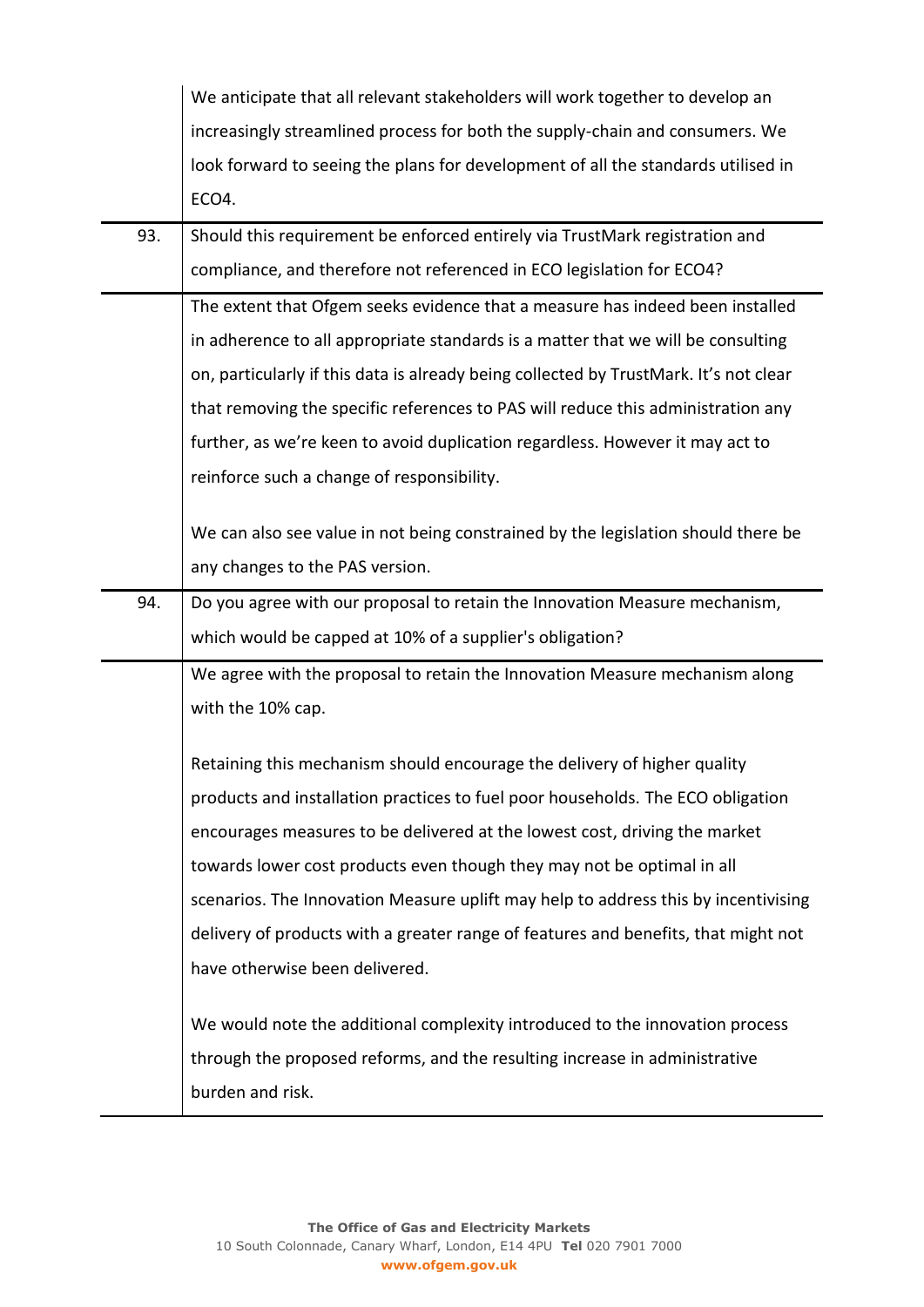| | |
|---|---|
| | We anticipate that all relevant stakeholders will work together to develop an increasingly streamlined process for both the supply-chain and consumers. We look forward to seeing the plans for development of all the standards utilised in ECO4. |
| 93. | Should this requirement be enforced entirely via TrustMark registration and compliance, and therefore not referenced in ECO legislation for ECO4? |
| | The extent that Ofgem seeks evidence that a measure has indeed been installed in adherence to all appropriate standards is a matter that we will be consulting on, particularly if this data is already being collected by TrustMark. It's not clear that removing the specific references to PAS will reduce this administration any further, as we're keen to avoid duplication regardless. However it may act to reinforce such a change of responsibility.<br><br>We can also see value in not being constrained by the legislation should there be any changes to the PAS version. |
| 94. | Do you agree with our proposal to retain the Innovation Measure mechanism, which would be capped at 10% of a supplier's obligation? |
| | We agree with the proposal to retain the Innovation Measure mechanism along with the 10% cap.<br><br>Retaining this mechanism should encourage the delivery of higher quality products and installation practices to fuel poor households. The ECO obligation encourages measures to be delivered at the lowest cost, driving the market towards lower cost products even though they may not be optimal in all scenarios. The Innovation Measure uplift may help to address this by incentivising delivery of products with a greater range of features and benefits, that might not have otherwise been delivered.<br><br>We would note the additional complexity introduced to the innovation process through the proposed reforms, and the resulting increase in administrative burden and risk. |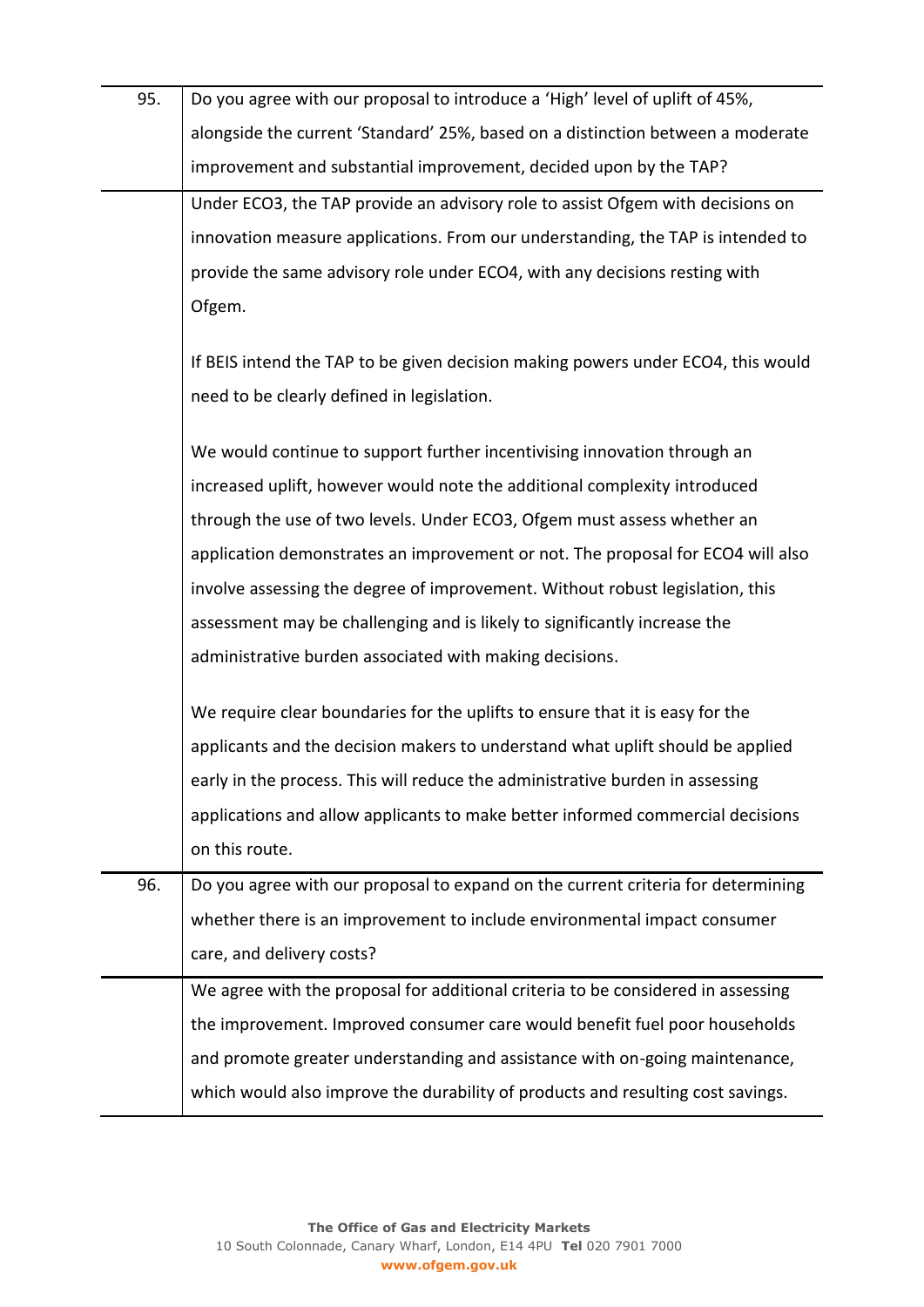| | |
|---|---|
| 95. | Do you agree with our proposal to introduce a 'High' level of uplift of 45%, alongside the current 'Standard' 25%, based on a distinction between a moderate improvement and substantial improvement, decided upon by the TAP? |
| | Under ECO3, the TAP provide an advisory role to assist Ofgem with decisions on innovation measure applications. From our understanding, the TAP is intended to provide the same advisory role under ECO4, with any decisions resting with Ofgem.<br><br>If BEIS intend the TAP to be given decision making powers under ECO4, this would need to be clearly defined in legislation.<br><br>We would continue to support further incentivising innovation through an increased uplift, however would note the additional complexity introduced through the use of two levels. Under ECO3, Ofgem must assess whether an application demonstrates an improvement or not. The proposal for ECO4 will also involve assessing the degree of improvement. Without robust legislation, this assessment may be challenging and is likely to significantly increase the administrative burden associated with making decisions.<br><br>We require clear boundaries for the uplifts to ensure that it is easy for the applicants and the decision makers to understand what uplift should be applied early in the process. This will reduce the administrative burden in assessing applications and allow applicants to make better informed commercial decisions on this route. |
| 96. | Do you agree with our proposal to expand on the current criteria for determining whether there is an improvement to include environmental impact consumer care, and delivery costs? |
| | We agree with the proposal for additional criteria to be considered in assessing the improvement. Improved consumer care would benefit fuel poor households and promote greater understanding and assistance with on-going maintenance, which would also improve the durability of products and resulting cost savings. |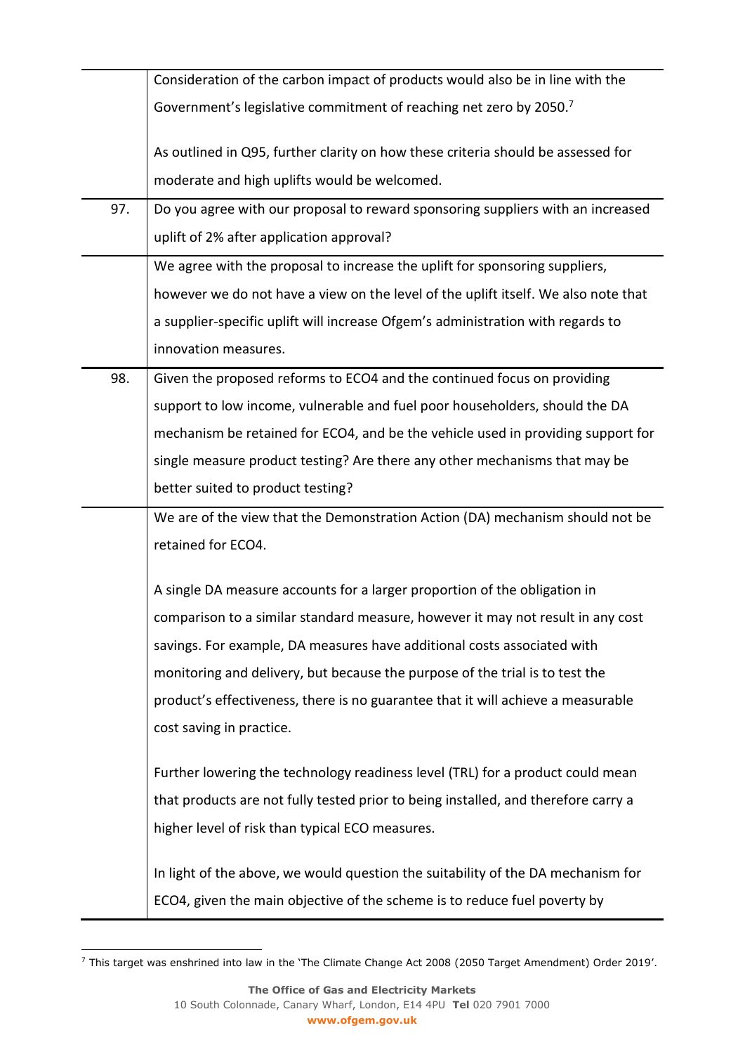| | |
|---|---|
| | Consideration of the carbon impact of products would also be in line with the Government's legislative commitment of reaching net zero by 2050.[7]<br><br>As outlined in Q95, further clarity on how these criteria should be assessed for moderate and high uplifts would be welcomed. |
| 97. | Do you agree with our proposal to reward sponsoring suppliers with an increased uplift of 2% after application approval? |
| | We agree with the proposal to increase the uplift for sponsoring suppliers, however we do not have a view on the level of the uplift itself. We also note that a supplier-specific uplift will increase Ofgem's administration with regards to innovation measures. |
| 98. | Given the proposed reforms to ECO4 and the continued focus on providing support to low income, vulnerable and fuel poor householders, should the DA mechanism be retained for ECO4, and be the vehicle used in providing support for single measure product testing? Are there any other mechanisms that may be better suited to product testing? |
| | We are of the view that the Demonstration Action (DA) mechanism should not be retained for ECO4.<br><br>A single DA measure accounts for a larger proportion of the obligation in comparison to a similar standard measure, however it may not result in any cost savings. For example, DA measures have additional costs associated with monitoring and delivery, but because the purpose of the trial is to test the product's effectiveness, there is no guarantee that it will achieve a measurable cost saving in practice.<br><br>Further lowering the technology readiness level (TRL) for a product could mean that products are not fully tested prior to being installed, and therefore carry a higher level of risk than typical ECO measures.<br><br>In light of the above, we would question the suitability of the DA mechanism for ECO4, given the main objective of the scheme is to reduce fuel poverty by |

[7] This target was enshrined into law in the 'The Climate Change Act 2008 (2050 Target Amendment) Order 2019'.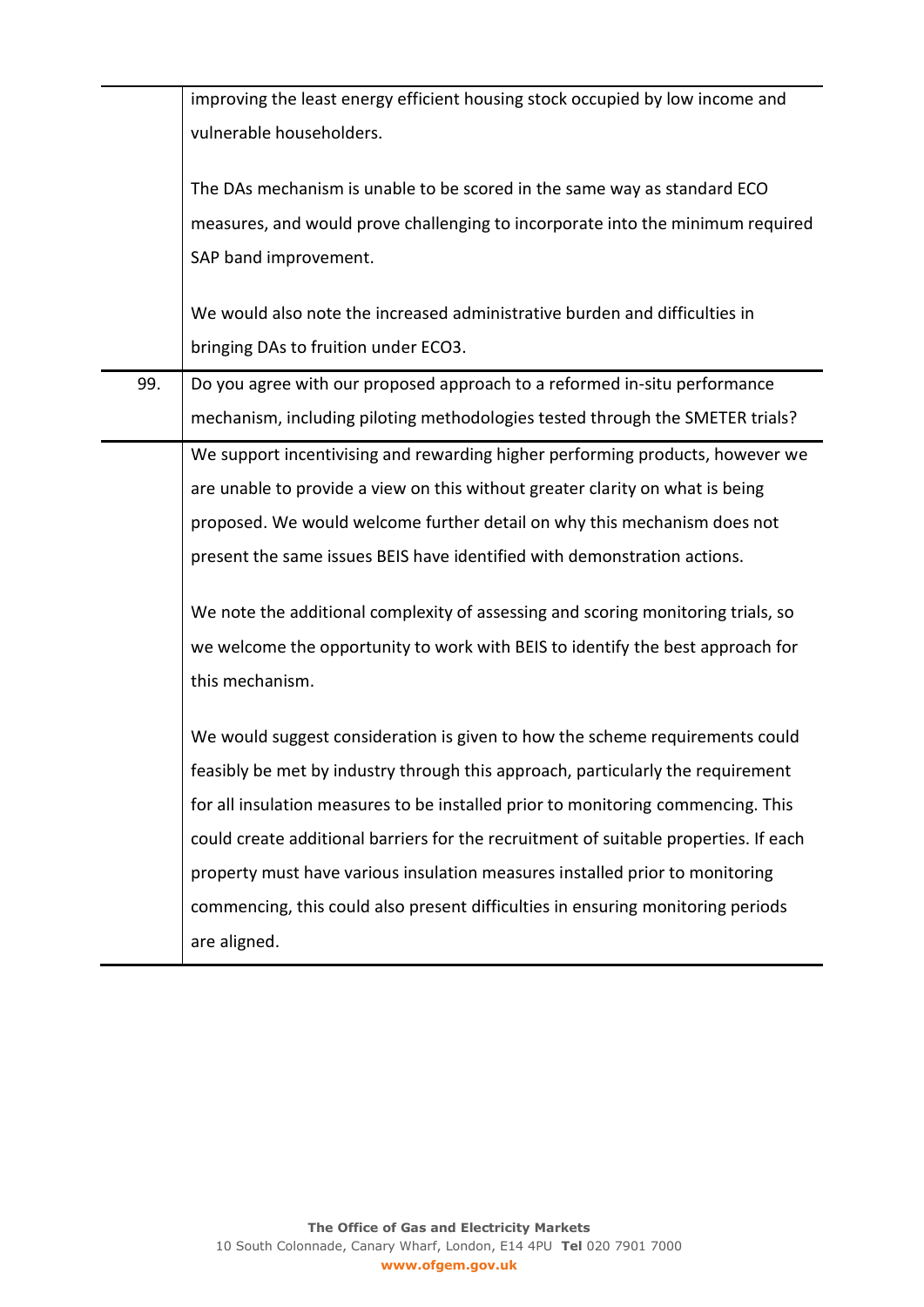| | |
|---|---|
| | improving the least energy efficient housing stock occupied by low income and vulnerable householders.<br><br>The DAs mechanism is unable to be scored in the same way as standard ECO measures, and would prove challenging to incorporate into the minimum required SAP band improvement.<br><br>We would also note the increased administrative burden and difficulties in bringing DAs to fruition under ECO3. |
| 99. | Do you agree with our proposed approach to a reformed in-situ performance mechanism, including piloting methodologies tested through the SMETER trials? |
| | We support incentivising and rewarding higher performing products, however we are unable to provide a view on this without greater clarity on what is being proposed. We would welcome further detail on why this mechanism does not present the same issues BEIS have identified with demonstration actions.<br><br>We note the additional complexity of assessing and scoring monitoring trials, so we welcome the opportunity to work with BEIS to identify the best approach for this mechanism.<br><br>We would suggest consideration is given to how the scheme requirements could feasibly be met by industry through this approach, particularly the requirement for all insulation measures to be installed prior to monitoring commencing. This could create additional barriers for the recruitment of suitable properties. If each property must have various insulation measures installed prior to monitoring commencing, this could also present difficulties in ensuring monitoring periods are aligned. |